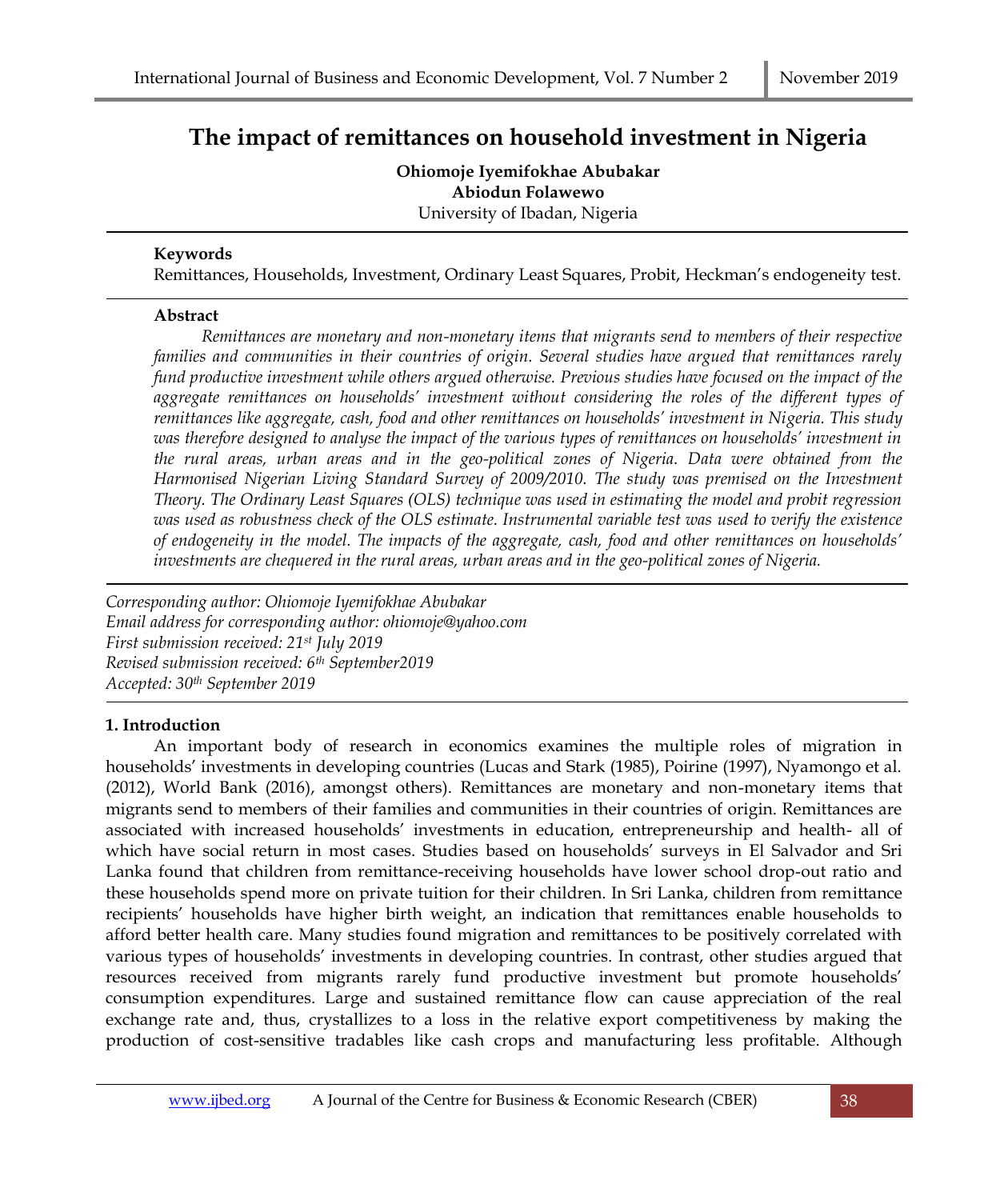# The impact of remittances on household investment in Nigeria

**Ohiomoje Iyemifokhae Abubakar**
**Abiodun Folawewo**
University of Ibadan, Nigeria

**Keywords**

Remittances, Households, Investment, Ordinary Least Squares, Probit, Heckman's endogeneity test.

**Abstract**

*Remittances are monetary and non-monetary items that migrants send to members of their respective families and communities in their countries of origin. Several studies have argued that remittances rarely fund productive investment while others argued otherwise. Previous studies have focused on the impact of the aggregate remittances on households' investment without considering the roles of the different types of remittances like aggregate, cash, food and other remittances on households' investment in Nigeria. This study was therefore designed to analyse the impact of the various types of remittances on households' investment in the rural areas, urban areas and in the geo-political zones of Nigeria. Data were obtained from the Harmonised Nigerian Living Standard Survey of 2009/2010. The study was premised on the Investment Theory. The Ordinary Least Squares (OLS) technique was used in estimating the model and probit regression was used as robustness check of the OLS estimate. Instrumental variable test was used to verify the existence of endogeneity in the model. The impacts of the aggregate, cash, food and other remittances on households' investments are chequered in the rural areas, urban areas and in the geo-political zones of Nigeria.*

*Corresponding author: Ohiomoje Iyemifokhae Abubakar*
*Email address for corresponding author: ohiomoje@yahoo.com*
*First submission received: 21st July 2019*
*Revised submission received: 6th September2019*
*Accepted: 30th September 2019*

## 1. Introduction

An important body of research in economics examines the multiple roles of migration in households' investments in developing countries (Lucas and Stark (1985), Poirine (1997), Nyamongo et al. (2012), World Bank (2016), amongst others). Remittances are monetary and non-monetary items that migrants send to members of their families and communities in their countries of origin. Remittances are associated with increased households' investments in education, entrepreneurship and health- all of which have social return in most cases. Studies based on households' surveys in El Salvador and Sri Lanka found that children from remittance-receiving households have lower school drop-out ratio and these households spend more on private tuition for their children. In Sri Lanka, children from remittance recipients' households have higher birth weight, an indication that remittances enable households to afford better health care. Many studies found migration and remittances to be positively correlated with various types of households' investments in developing countries. In contrast, other studies argued that resources received from migrants rarely fund productive investment but promote households' consumption expenditures. Large and sustained remittance flow can cause appreciation of the real exchange rate and, thus, crystallizes to a loss in the relative export competitiveness by making the production of cost-sensitive tradables like cash crops and manufacturing less profitable. Although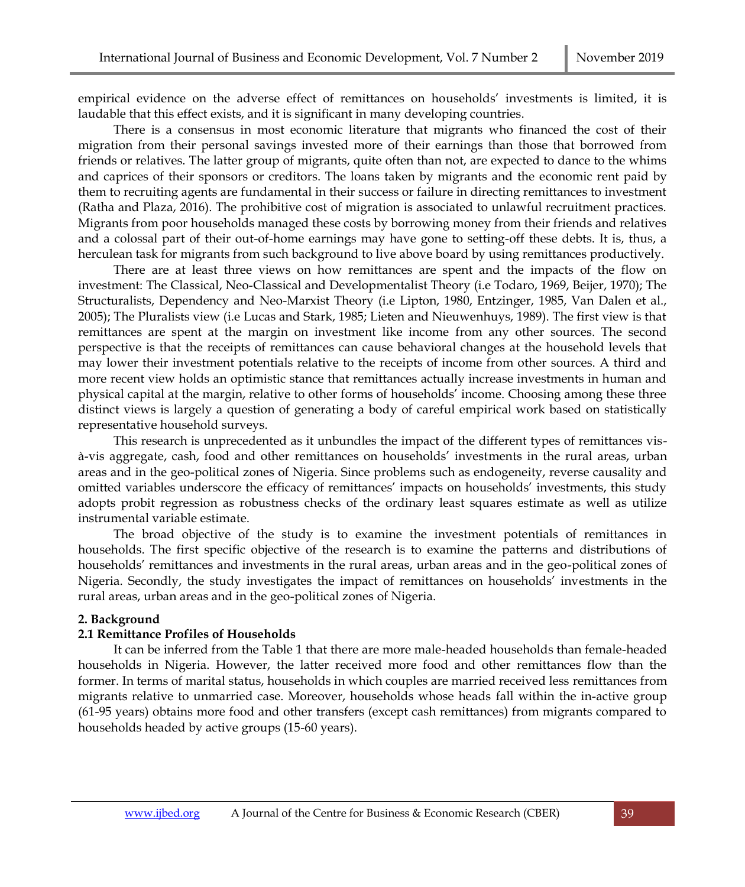empirical evidence on the adverse effect of remittances on households' investments is limited, it is laudable that this effect exists, and it is significant in many developing countries.

There is a consensus in most economic literature that migrants who financed the cost of their migration from their personal savings invested more of their earnings than those that borrowed from friends or relatives. The latter group of migrants, quite often than not, are expected to dance to the whims and caprices of their sponsors or creditors. The loans taken by migrants and the economic rent paid by them to recruiting agents are fundamental in their success or failure in directing remittances to investment (Ratha and Plaza, 2016). The prohibitive cost of migration is associated to unlawful recruitment practices. Migrants from poor households managed these costs by borrowing money from their friends and relatives and a colossal part of their out-of-home earnings may have gone to setting-off these debts. It is, thus, a herculean task for migrants from such background to live above board by using remittances productively.

There are at least three views on how remittances are spent and the impacts of the flow on investment: The Classical, Neo-Classical and Developmentalist Theory (i.e Todaro, 1969, Beijer, 1970); The Structuralists, Dependency and Neo-Marxist Theory (i.e Lipton, 1980, Entzinger, 1985, Van Dalen et al., 2005); The Pluralists view (i.e Lucas and Stark, 1985; Lieten and Nieuwenhuys, 1989). The first view is that remittances are spent at the margin on investment like income from any other sources. The second perspective is that the receipts of remittances can cause behavioral changes at the household levels that may lower their investment potentials relative to the receipts of income from other sources. A third and more recent view holds an optimistic stance that remittances actually increase investments in human and physical capital at the margin, relative to other forms of households' income. Choosing among these three distinct views is largely a question of generating a body of careful empirical work based on statistically representative household surveys.

This research is unprecedented as it unbundles the impact of the different types of remittances vis-à-vis aggregate, cash, food and other remittances on households' investments in the rural areas, urban areas and in the geo-political zones of Nigeria. Since problems such as endogeneity, reverse causality and omitted variables underscore the efficacy of remittances' impacts on households' investments, this study adopts probit regression as robustness checks of the ordinary least squares estimate as well as utilize instrumental variable estimate.

The broad objective of the study is to examine the investment potentials of remittances in households. The first specific objective of the research is to examine the patterns and distributions of households' remittances and investments in the rural areas, urban areas and in the geo-political zones of Nigeria. Secondly, the study investigates the impact of remittances on households' investments in the rural areas, urban areas and in the geo-political zones of Nigeria.

## 2. Background

### 2.1 Remittance Profiles of Households

It can be inferred from the Table 1 that there are more male-headed households than female-headed households in Nigeria. However, the latter received more food and other remittances flow than the former. In terms of marital status, households in which couples are married received less remittances from migrants relative to unmarried case. Moreover, households whose heads fall within the in-active group (61-95 years) obtains more food and other transfers (except cash remittances) from migrants compared to households headed by active groups (15-60 years).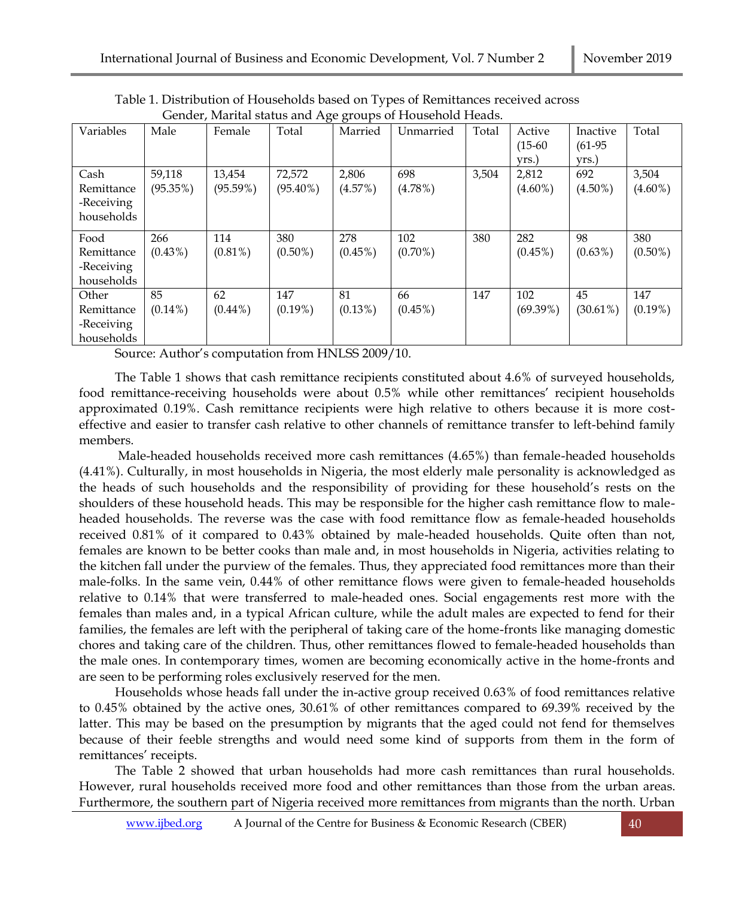Table 1. Distribution of Households based on Types of Remittances received across Gender, Marital status and Age groups of Household Heads.

| Variables | Male | Female | Total | Married | Unmarried | Total | Active (15-60 yrs.) | Inactive (61-95 yrs.) | Total |
|---|---|---|---|---|---|---|---|---|---|
| Cash Remittance -Receiving households | 59,118 (95.35%) | 13,454 (95.59%) | 72,572 (95.40%) | 2,806 (4.57%) | 698 (4.78%) | 3,504 | 2,812 (4.60%) | 692 (4.50%) | 3,504 (4.60%) |
| Food Remittance -Receiving households | 266 (0.43%) | 114 (0.81%) | 380 (0.50%) | 278 (0.45%) | 102 (0.70%) | 380 | 282 (0.45%) | 98 (0.63%) | 380 (0.50%) |
| Other Remittance -Receiving households | 85 (0.14%) | 62 (0.44%) | 147 (0.19%) | 81 (0.13%) | 66 (0.45%) | 147 | 102 (69.39%) | 45 (30.61%) | 147 (0.19%) |

Source: Author's computation from HNLSS 2009/10.

The Table 1 shows that cash remittance recipients constituted about 4.6% of surveyed households, food remittance-receiving households were about 0.5% while other remittances' recipient households approximated 0.19%. Cash remittance recipients were high relative to others because it is more cost-effective and easier to transfer cash relative to other channels of remittance transfer to left-behind family members.

Male-headed households received more cash remittances (4.65%) than female-headed households (4.41%). Culturally, in most households in Nigeria, the most elderly male personality is acknowledged as the heads of such households and the responsibility of providing for these household's rests on the shoulders of these household heads. This may be responsible for the higher cash remittance flow to male-headed households. The reverse was the case with food remittance flow as female-headed households received 0.81% of it compared to 0.43% obtained by male-headed households. Quite often than not, females are known to be better cooks than male and, in most households in Nigeria, activities relating to the kitchen fall under the purview of the females. Thus, they appreciated food remittances more than their male-folks. In the same vein, 0.44% of other remittance flows were given to female-headed households relative to 0.14% that were transferred to male-headed ones. Social engagements rest more with the females than males and, in a typical African culture, while the adult males are expected to fend for their families, the females are left with the peripheral of taking care of the home-fronts like managing domestic chores and taking care of the children. Thus, other remittances flowed to female-headed households than the male ones. In contemporary times, women are becoming economically active in the home-fronts and are seen to be performing roles exclusively reserved for the men.

Households whose heads fall under the in-active group received 0.63% of food remittances relative to 0.45% obtained by the active ones, 30.61% of other remittances compared to 69.39% received by the latter. This may be based on the presumption by migrants that the aged could not fend for themselves because of their feeble strengths and would need some kind of supports from them in the form of remittances' receipts.

The Table 2 showed that urban households had more cash remittances than rural households. However, rural households received more food and other remittances than those from the urban areas. Furthermore, the southern part of Nigeria received more remittances from migrants than the north. Urban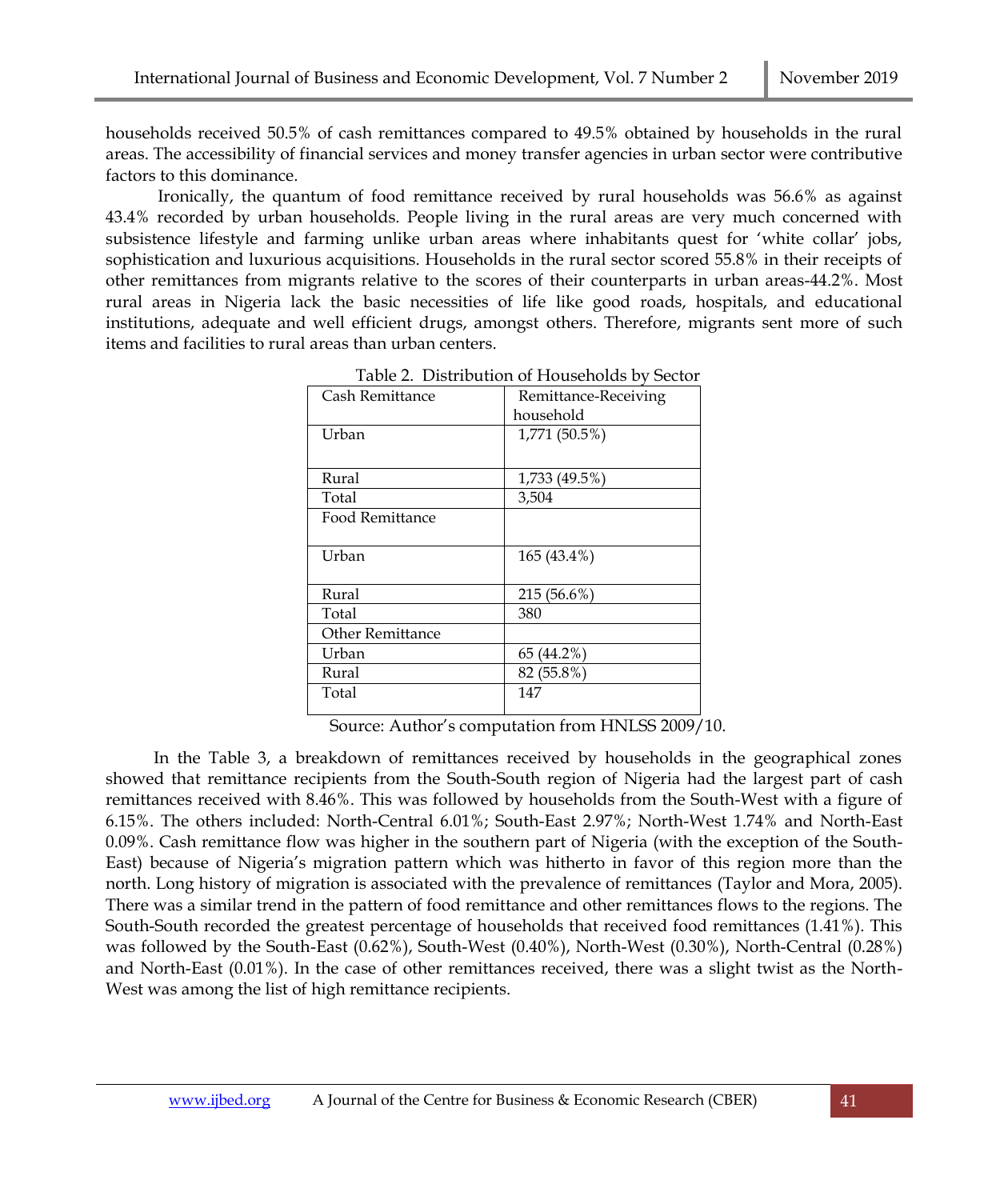households received 50.5% of cash remittances compared to 49.5% obtained by households in the rural areas. The accessibility of financial services and money transfer agencies in urban sector were contributive factors to this dominance.

Ironically, the quantum of food remittance received by rural households was 56.6% as against 43.4% recorded by urban households. People living in the rural areas are very much concerned with subsistence lifestyle and farming unlike urban areas where inhabitants quest for 'white collar' jobs, sophistication and luxurious acquisitions. Households in the rural sector scored 55.8% in their receipts of other remittances from migrants relative to the scores of their counterparts in urban areas-44.2%. Most rural areas in Nigeria lack the basic necessities of life like good roads, hospitals, and educational institutions, adequate and well efficient drugs, amongst others. Therefore, migrants sent more of such items and facilities to rural areas than urban centers.

Table 2. Distribution of Households by Sector

| Cash Remittance | Remittance-Receiving household |
|---|---|
| Urban | 1,771 (50.5%) |
| Rural | 1,733 (49.5%) |
| Total | 3,504 |
| Food Remittance | |
| Urban | 165 (43.4%) |
| Rural | 215 (56.6%) |
| Total | 380 |
| Other Remittance | |
| Urban | 65 (44.2%) |
| Rural | 82 (55.8%) |
| Total | 147 |

Source: Author's computation from HNLSS 2009/10.

In the Table 3, a breakdown of remittances received by households in the geographical zones showed that remittance recipients from the South-South region of Nigeria had the largest part of cash remittances received with 8.46%. This was followed by households from the South-West with a figure of 6.15%. The others included: North-Central 6.01%; South-East 2.97%; North-West 1.74% and North-East 0.09%. Cash remittance flow was higher in the southern part of Nigeria (with the exception of the South-East) because of Nigeria's migration pattern which was hitherto in favor of this region more than the north. Long history of migration is associated with the prevalence of remittances (Taylor and Mora, 2005). There was a similar trend in the pattern of food remittance and other remittances flows to the regions. The South-South recorded the greatest percentage of households that received food remittances (1.41%). This was followed by the South-East (0.62%), South-West (0.40%), North-West (0.30%), North-Central (0.28%) and North-East (0.01%). In the case of other remittances received, there was a slight twist as the North-West was among the list of high remittance recipients.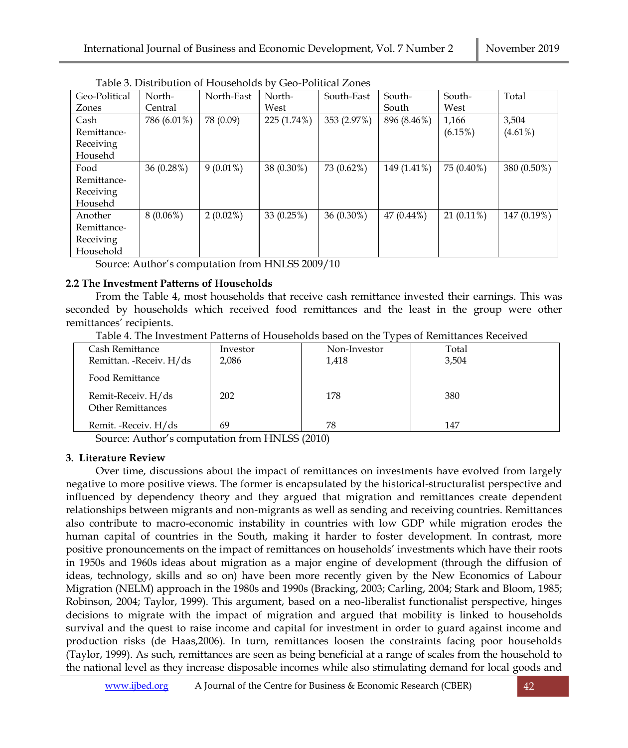Table 3. Distribution of Households by Geo-Political Zones

| Geo-Political Zones | North-Central | North-East | North-West | South-East | South-South | South-West | Total |
|---|---|---|---|---|---|---|---|
| Cash Remittance-Receiving Househd | 786 (6.01%) | 78 (0.09) | 225 (1.74%) | 353 (2.97%) | 896 (8.46%) | 1,166 (6.15%) | 3,504 (4.61%) |
| Food Remittance-Receiving Househd | 36 (0.28%) | 9 (0.01%) | 38 (0.30%) | 73 (0.62%) | 149 (1.41%) | 75 (0.40%) | 380 (0.50%) |
| Another Remittance-Receiving Household | 8 (0.06%) | 2 (0.02%) | 33 (0.25%) | 36 (0.30%) | 47 (0.44%) | 21 (0.11%) | 147 (0.19%) |

Source: Author's computation from HNLSS 2009/10

### 2.2 The Investment Patterns of Households

From the Table 4, most households that receive cash remittance invested their earnings. This was seconded by households which received food remittances and the least in the group were other remittances' recipients.

Table 4. The Investment Patterns of Households based on the Types of Remittances Received

| Cash Remittance | Investor | Non-Investor | Total |
|---|---|---|---|
| Remittan. -Receiv. H/ds | 2,086 | 1,418 | 3,504 |
| Food Remittance | | | |
| Remit-Receiv. H/ds | 202 | 178 | 380 |
| Other Remittances | | | |
| Remit. -Receiv. H/ds | 69 | 78 | 147 |

Source: Author's computation from HNLSS (2010)

## 3. Literature Review

Over time, discussions about the impact of remittances on investments have evolved from largely negative to more positive views. The former is encapsulated by the historical-structuralist perspective and influenced by dependency theory and they argued that migration and remittances create dependent relationships between migrants and non-migrants as well as sending and receiving countries. Remittances also contribute to macro-economic instability in countries with low GDP while migration erodes the human capital of countries in the South, making it harder to foster development. In contrast, more positive pronouncements on the impact of remittances on households' investments which have their roots in 1950s and 1960s ideas about migration as a major engine of development (through the diffusion of ideas, technology, skills and so on) have been more recently given by the New Economics of Labour Migration (NELM) approach in the 1980s and 1990s (Bracking, 2003; Carling, 2004; Stark and Bloom, 1985; Robinson, 2004; Taylor, 1999). This argument, based on a neo-liberalist functionalist perspective, hinges decisions to migrate with the impact of migration and argued that mobility is linked to households survival and the quest to raise income and capital for investment in order to guard against income and production risks (de Haas,2006). In turn, remittances loosen the constraints facing poor households (Taylor, 1999). As such, remittances are seen as being beneficial at a range of scales from the household to the national level as they increase disposable incomes while also stimulating demand for local goods and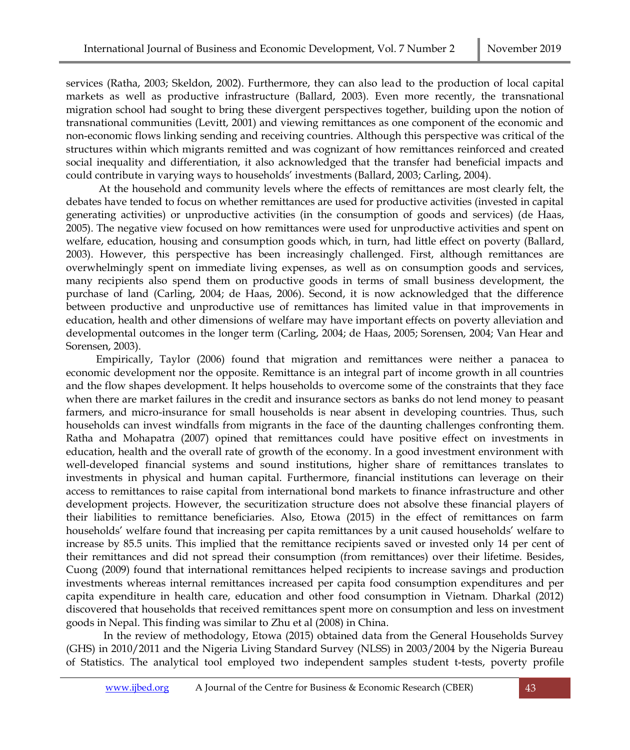services (Ratha, 2003; Skeldon, 2002). Furthermore, they can also lead to the production of local capital markets as well as productive infrastructure (Ballard, 2003). Even more recently, the transnational migration school had sought to bring these divergent perspectives together, building upon the notion of transnational communities (Levitt, 2001) and viewing remittances as one component of the economic and non-economic flows linking sending and receiving countries. Although this perspective was critical of the structures within which migrants remitted and was cognizant of how remittances reinforced and created social inequality and differentiation, it also acknowledged that the transfer had beneficial impacts and could contribute in varying ways to households' investments (Ballard, 2003; Carling, 2004).

At the household and community levels where the effects of remittances are most clearly felt, the debates have tended to focus on whether remittances are used for productive activities (invested in capital generating activities) or unproductive activities (in the consumption of goods and services) (de Haas, 2005). The negative view focused on how remittances were used for unproductive activities and spent on welfare, education, housing and consumption goods which, in turn, had little effect on poverty (Ballard, 2003). However, this perspective has been increasingly challenged. First, although remittances are overwhelmingly spent on immediate living expenses, as well as on consumption goods and services, many recipients also spend them on productive goods in terms of small business development, the purchase of land (Carling, 2004; de Haas, 2006). Second, it is now acknowledged that the difference between productive and unproductive use of remittances has limited value in that improvements in education, health and other dimensions of welfare may have important effects on poverty alleviation and developmental outcomes in the longer term (Carling, 2004; de Haas, 2005; Sorensen, 2004; Van Hear and Sorensen, 2003).

Empirically, Taylor (2006) found that migration and remittances were neither a panacea to economic development nor the opposite. Remittance is an integral part of income growth in all countries and the flow shapes development. It helps households to overcome some of the constraints that they face when there are market failures in the credit and insurance sectors as banks do not lend money to peasant farmers, and micro-insurance for small households is near absent in developing countries. Thus, such households can invest windfalls from migrants in the face of the daunting challenges confronting them. Ratha and Mohapatra (2007) opined that remittances could have positive effect on investments in education, health and the overall rate of growth of the economy. In a good investment environment with well-developed financial systems and sound institutions, higher share of remittances translates to investments in physical and human capital. Furthermore, financial institutions can leverage on their access to remittances to raise capital from international bond markets to finance infrastructure and other development projects. However, the securitization structure does not absolve these financial players of their liabilities to remittance beneficiaries. Also, Etowa (2015) in the effect of remittances on farm households' welfare found that increasing per capita remittances by a unit caused households' welfare to increase by 85.5 units. This implied that the remittance recipients saved or invested only 14 per cent of their remittances and did not spread their consumption (from remittances) over their lifetime. Besides, Cuong (2009) found that international remittances helped recipients to increase savings and production investments whereas internal remittances increased per capita food consumption expenditures and per capita expenditure in health care, education and other food consumption in Vietnam. Dharkal (2012) discovered that households that received remittances spent more on consumption and less on investment goods in Nepal. This finding was similar to Zhu et al (2008) in China.

In the review of methodology, Etowa (2015) obtained data from the General Households Survey (GHS) in 2010/2011 and the Nigeria Living Standard Survey (NLSS) in 2003/2004 by the Nigeria Bureau of Statistics. The analytical tool employed two independent samples student t-tests, poverty profile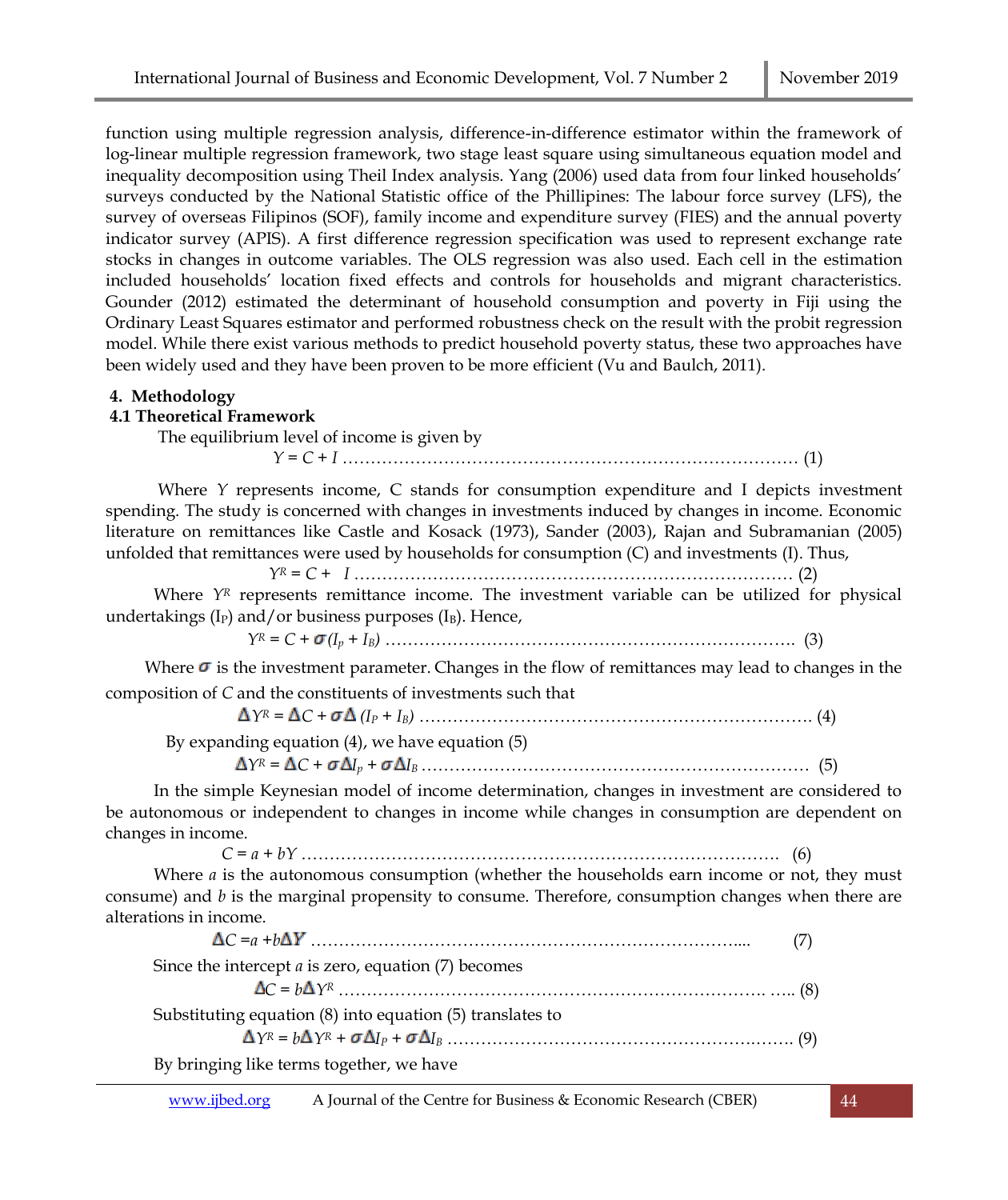function using multiple regression analysis, difference-in-difference estimator within the framework of log-linear multiple regression framework, two stage least square using simultaneous equation model and inequality decomposition using Theil Index analysis. Yang (2006) used data from four linked households' surveys conducted by the National Statistic office of the Phillipines: The labour force survey (LFS), the survey of overseas Filipinos (SOF), family income and expenditure survey (FIES) and the annual poverty indicator survey (APIS). A first difference regression specification was used to represent exchange rate stocks in changes in outcome variables. The OLS regression was also used. Each cell in the estimation included households' location fixed effects and controls for households and migrant characteristics. Gounder (2012) estimated the determinant of household consumption and poverty in Fiji using the Ordinary Least Squares estimator and performed robustness check on the result with the probit regression model. While there exist various methods to predict household poverty status, these two approaches have been widely used and they have been proven to be more efficient (Vu and Baulch, 2011).

## 4. Methodology

### 4.1 Theoretical Framework

The equilibrium level of income is given by

$$Y = C + I \quad (1)$$

Where $Y$ represents income, C stands for consumption expenditure and I depicts investment spending. The study is concerned with changes in investments induced by changes in income. Economic literature on remittances like Castle and Kosack (1973), Sander (2003), Rajan and Subramanian (2005) unfolded that remittances were used by households for consumption (C) and investments (I). Thus,

$$Y^R = C + I \quad (2)$$

Where $Y^R$ represents remittance income. The investment variable can be utilized for physical undertakings ($I_P$) and/or business purposes ($I_B$). Hence,

$$Y^R = C + \sigma(I_p + I_B) \quad (3)$$

Where $\sigma$ is the investment parameter. Changes in the flow of remittances may lead to changes in the composition of $C$ and the constituents of investments such that

$$\Delta Y^R = \Delta C + \sigma\Delta (I_P + I_B) \quad (4)$$

By expanding equation (4), we have equation (5)

$$\Delta Y^R = \Delta C + \sigma\Delta I_p + \sigma\Delta I_B \quad (5)$$

In the simple Keynesian model of income determination, changes in investment are considered to be autonomous or independent to changes in income while changes in consumption are dependent on changes in income.

$$C = a + bY \quad (6)$$

Where $a$ is the autonomous consumption (whether the households earn income or not, they must consume) and $b$ is the marginal propensity to consume. Therefore, consumption changes when there are alterations in income.

$$\Delta C = a + b\Delta Y \quad (7)$$

Since the intercept $a$ is zero, equation (7) becomes

$$\Delta C = b\Delta Y^R \quad (8)$$

Substituting equation (8) into equation (5) translates to

$$\Delta Y^R = b\Delta Y^R + \sigma\Delta I_P + \sigma\Delta I_B \quad (9)$$

By bringing like terms together, we have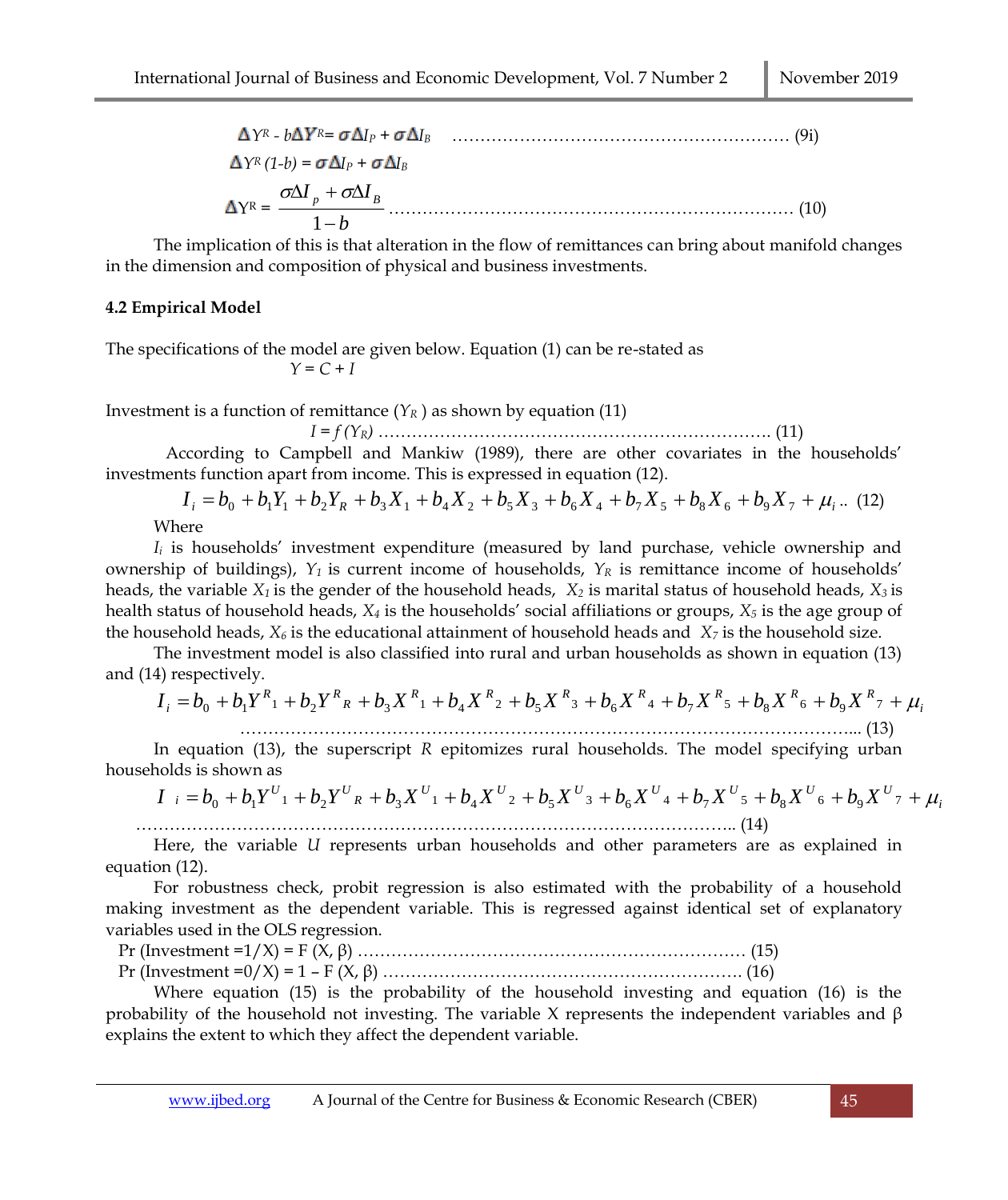$$\Delta Y^R - b\Delta Y^R = \sigma\Delta I_P + \sigma\Delta I_B \quad \text{.......... (9i)}$$

$$\Delta Y^R (1-b) = \sigma\Delta I_P + \sigma\Delta I_B$$

$$\Delta Y^R = \frac{\sigma\Delta I_p + \sigma\Delta I_B}{1-b} \quad \text{.......... (10)}$$

The implication of this is that alteration in the flow of remittances can bring about manifold changes in the dimension and composition of physical and business investments.

### 4.2 Empirical Model

The specifications of the model are given below. Equation (1) can be re-stated as

$$Y = C + I$$

Investment is a function of remittance ($Y_R$ ) as shown by equation (11)

$$I = f\,(Y_R) \quad \text{.......... (11)}$$

According to Campbell and Mankiw (1989), there are other covariates in the households' investments function apart from income. This is expressed in equation (12).

$$I_i = b_0 + b_1 Y_1 + b_2 Y_R + b_3 X_1 + b_4 X_2 + b_5 X_3 + b_6 X_4 + b_7 X_5 + b_8 X_6 + b_9 X_7 + \mu_i \quad \text{.. (12)}$$

Where

$I_i$ is households' investment expenditure (measured by land purchase, vehicle ownership and ownership of buildings), $Y_1$ is current income of households, $Y_R$ is remittance income of households' heads, the variable $X_1$ is the gender of the household heads, $X_2$ is marital status of household heads, $X_3$ is health status of household heads, $X_4$ is the households' social affiliations or groups, $X_5$ is the age group of the household heads, $X_6$ is the educational attainment of household heads and $X_7$ is the household size.

The investment model is also classified into rural and urban households as shown in equation (13) and (14) respectively.

$$I_i = b_0 + b_1 Y^R{}_1 + b_2 Y^R{}_R + b_3 X^R{}_1 + b_4 X^R{}_2 + b_5 X^R{}_3 + b_6 X^R{}_4 + b_7 X^R{}_5 + b_8 X^R{}_6 + b_9 X^R{}_7 + \mu_i \quad \text{.......... (13)}$$

In equation (13), the superscript $R$ epitomizes rural households. The model specifying urban households is shown as

$$I_i = b_0 + b_1 Y^U{}_1 + b_2 Y^U{}_R + b_3 X^U{}_1 + b_4 X^U{}_2 + b_5 X^U{}_3 + b_6 X^U{}_4 + b_7 X^U{}_5 + b_8 X^U{}_6 + b_9 X^U{}_7 + \mu_i \quad \text{.......... (14)}$$

Here, the variable $U$ represents urban households and other parameters are as explained in equation (12).

For robustness check, probit regression is also estimated with the probability of a household making investment as the dependent variable. This is regressed against identical set of explanatory variables used in the OLS regression.

$$\Pr(\text{Investment} = 1/X) = F(X, \beta) \quad \text{.......... (15)}$$

$$\Pr(\text{Investment} = 0/X) = 1 - F(X, \beta) \quad \text{.......... (16)}$$

Where equation (15) is the probability of the household investing and equation (16) is the probability of the household not investing. The variable X represents the independent variables and $\beta$ explains the extent to which they affect the dependent variable.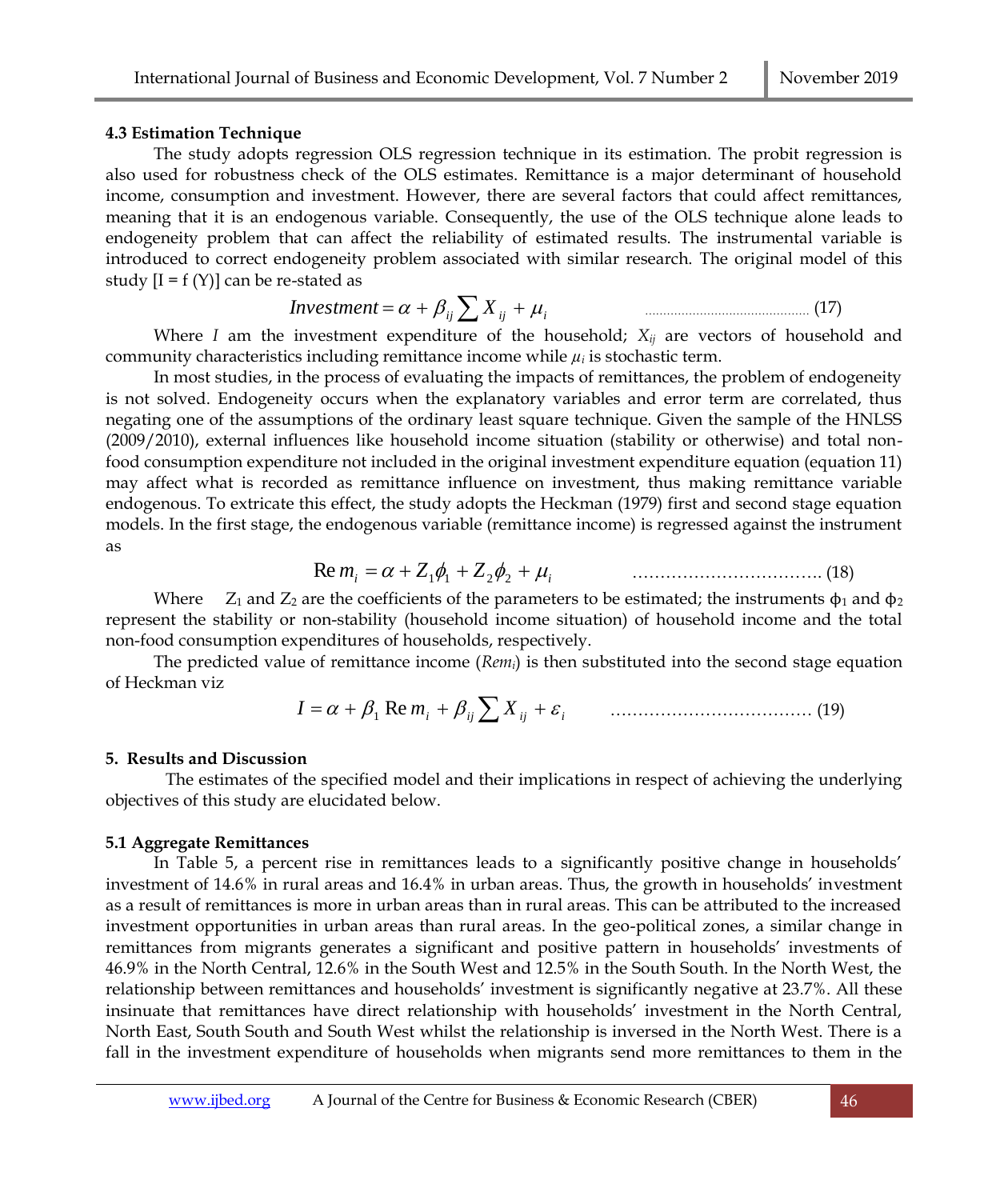### 4.3 Estimation Technique

The study adopts regression OLS regression technique in its estimation. The probit regression is also used for robustness check of the OLS estimates. Remittance is a major determinant of household income, consumption and investment. However, there are several factors that could affect remittances, meaning that it is an endogenous variable. Consequently, the use of the OLS technique alone leads to endogeneity problem that can affect the reliability of estimated results. The instrumental variable is introduced to correct endogeneity problem associated with similar research. The original model of this study [I = f (Y)] can be re-stated as

$$Investment = \alpha + \beta_{ij} \sum X_{ij} + \mu_i \quad \text{.............................................} (17)$$

Where $I$ am the investment expenditure of the household; $X_{ij}$ are vectors of household and community characteristics including remittance income while $\mu_i$ is stochastic term.

In most studies, in the process of evaluating the impacts of remittances, the problem of endogeneity is not solved. Endogeneity occurs when the explanatory variables and error term are correlated, thus negating one of the assumptions of the ordinary least square technique. Given the sample of the HNLSS (2009/2010), external influences like household income situation (stability or otherwise) and total non-food consumption expenditure not included in the original investment expenditure equation (equation 11) may affect what is recorded as remittance influence on investment, thus making remittance variable endogenous. To extricate this effect, the study adopts the Heckman (1979) first and second stage equation models. In the first stage, the endogenous variable (remittance income) is regressed against the instrument as

$$\mathrm{Re}\, m_i = \alpha + Z_1\phi_1 + Z_2\phi_2 + \mu_i \quad \text{…………………………….} (18)$$

Where $Z_1$ and $Z_2$ are the coefficients of the parameters to be estimated; the instruments $\phi_1$ and $\phi_2$ represent the stability or non-stability (household income situation) of household income and the total non-food consumption expenditures of households, respectively.

The predicted value of remittance income (*Rem*$_i$) is then substituted into the second stage equation of Heckman viz

$$I = \alpha + \beta_1 \mathrm{Re}\, m_i + \beta_{ij} \sum X_{ij} + \varepsilon_i \quad \text{……………………………….} (19)$$

## 5. Results and Discussion

The estimates of the specified model and their implications in respect of achieving the underlying objectives of this study are elucidated below.

### 5.1 Aggregate Remittances

In Table 5, a percent rise in remittances leads to a significantly positive change in households' investment of 14.6% in rural areas and 16.4% in urban areas. Thus, the growth in households' investment as a result of remittances is more in urban areas than in rural areas. This can be attributed to the increased investment opportunities in urban areas than rural areas. In the geo-political zones, a similar change in remittances from migrants generates a significant and positive pattern in households' investments of 46.9% in the North Central, 12.6% in the South West and 12.5% in the South South. In the North West, the relationship between remittances and households' investment is significantly negative at 23.7%. All these insinuate that remittances have direct relationship with households' investment in the North Central, North East, South South and South West whilst the relationship is inversed in the North West. There is a fall in the investment expenditure of households when migrants send more remittances to them in the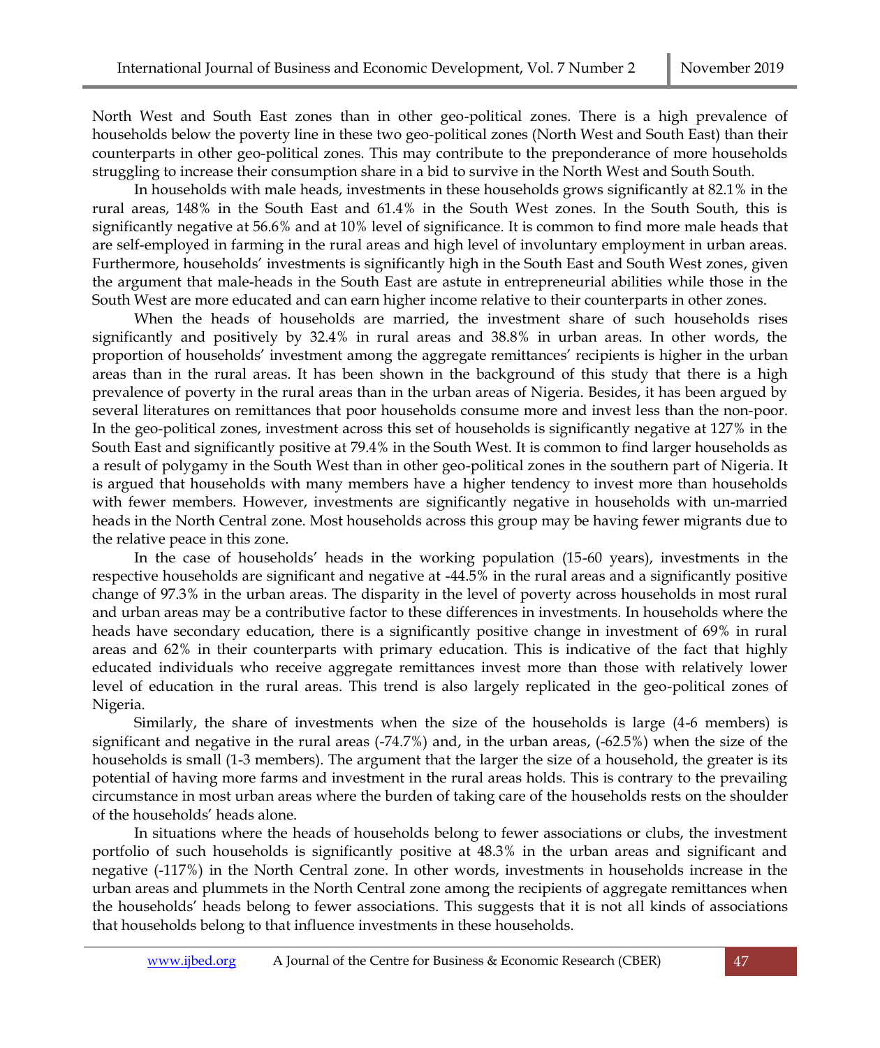North West and South East zones than in other geo-political zones. There is a high prevalence of households below the poverty line in these two geo-political zones (North West and South East) than their counterparts in other geo-political zones. This may contribute to the preponderance of more households struggling to increase their consumption share in a bid to survive in the North West and South South.

In households with male heads, investments in these households grows significantly at 82.1% in the rural areas, 148% in the South East and 61.4% in the South West zones. In the South South, this is significantly negative at 56.6% and at 10% level of significance. It is common to find more male heads that are self-employed in farming in the rural areas and high level of involuntary employment in urban areas. Furthermore, households' investments is significantly high in the South East and South West zones, given the argument that male-heads in the South East are astute in entrepreneurial abilities while those in the South West are more educated and can earn higher income relative to their counterparts in other zones.

When the heads of households are married, the investment share of such households rises significantly and positively by 32.4% in rural areas and 38.8% in urban areas. In other words, the proportion of households' investment among the aggregate remittances' recipients is higher in the urban areas than in the rural areas. It has been shown in the background of this study that there is a high prevalence of poverty in the rural areas than in the urban areas of Nigeria. Besides, it has been argued by several literatures on remittances that poor households consume more and invest less than the non-poor. In the geo-political zones, investment across this set of households is significantly negative at 127% in the South East and significantly positive at 79.4% in the South West. It is common to find larger households as a result of polygamy in the South West than in other geo-political zones in the southern part of Nigeria. It is argued that households with many members have a higher tendency to invest more than households with fewer members. However, investments are significantly negative in households with un-married heads in the North Central zone. Most households across this group may be having fewer migrants due to the relative peace in this zone.

In the case of households' heads in the working population (15-60 years), investments in the respective households are significant and negative at -44.5% in the rural areas and a significantly positive change of 97.3% in the urban areas. The disparity in the level of poverty across households in most rural and urban areas may be a contributive factor to these differences in investments. In households where the heads have secondary education, there is a significantly positive change in investment of 69% in rural areas and 62% in their counterparts with primary education. This is indicative of the fact that highly educated individuals who receive aggregate remittances invest more than those with relatively lower level of education in the rural areas. This trend is also largely replicated in the geo-political zones of Nigeria.

Similarly, the share of investments when the size of the households is large (4-6 members) is significant and negative in the rural areas (-74.7%) and, in the urban areas, (-62.5%) when the size of the households is small (1-3 members). The argument that the larger the size of a household, the greater is its potential of having more farms and investment in the rural areas holds. This is contrary to the prevailing circumstance in most urban areas where the burden of taking care of the households rests on the shoulder of the households' heads alone.

In situations where the heads of households belong to fewer associations or clubs, the investment portfolio of such households is significantly positive at 48.3% in the urban areas and significant and negative (-117%) in the North Central zone. In other words, investments in households increase in the urban areas and plummets in the North Central zone among the recipients of aggregate remittances when the households' heads belong to fewer associations. This suggests that it is not all kinds of associations that households belong to that influence investments in these households.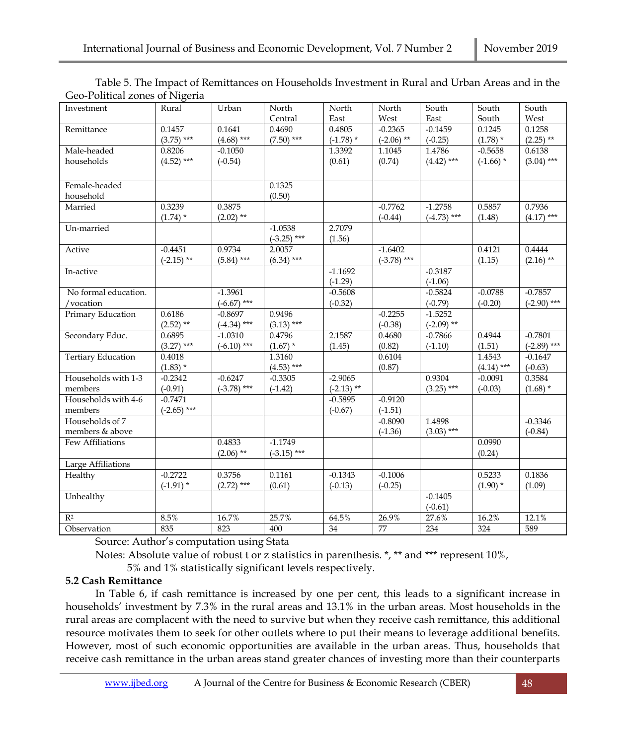Table 5. The Impact of Remittances on Households Investment in Rural and Urban Areas and in the Geo-Political zones of Nigeria

| Investment | Rural | Urban | North Central | North East | North West | South East | South South | South West |
|---|---|---|---|---|---|---|---|---|
| Remittance | 0.1457 (3.75) *** | 0.1641 (4.68) *** | 0.4690 (7.50) *** | 0.4805 (-1.78) * | -0.2365 (-2.06) ** | -0.1459 (-0.25) | 0.1245 (1.78) * | 0.1258 (2.25) ** |
| Male-headed households | 0.8206 (4.52) *** | -0.1050 (-0.54) | | 1.3392 (0.61) | 1.1045 (0.74) | 1.4786 (4.42) *** | -0.5658 (-1.66) * | 0.6138 (3.04) *** |
| Female-headed household | | | 0.1325 (0.50) | | | | | |
| Married | 0.3239 (1.74) * | 0.3875 (2.02) ** | | | -0.7762 (-0.44) | -1.2758 (-4.73) *** | 0.5857 (1.48) | 0.7936 (4.17) *** |
| Un-married | | | -1.0538 (-3.25) *** | 2.7079 (1.56) | | | | |
| Active | -0.4451 (-2.15) ** | 0.9734 (5.84) *** | 2.0057 (6.34) *** | | -1.6402 (-3.78) *** | | 0.4121 (1.15) | 0.4444 (2.16) ** |
| In-active | | | | -1.1692 (-1.29) | | -0.3187 (-1.06) | | |
| No formal education. /vocation | | -1.3961 (-6.67) *** | | -0.5608 (-0.32) | | -0.5824 (-0.79) | -0.0788 (-0.20) | -0.7857 (-2.90) *** |
| Primary Education | 0.6186 (2.52) ** | -0.8697 (-4.34) *** | 0.9496 (3.13) *** | | -0.2255 (-0.38) | -1.5252 (-2.09) ** | | |
| Secondary Educ. | 0.6895 (3.27) *** | -1.0310 (-6.10) *** | 0.4796 (1.67) * | 2.1587 (1.45) | 0.4680 (0.82) | -0.7866 (-1.10) | 0.4944 (1.51) | -0.7801 (-2.89) *** |
| Tertiary Education | 0.4018 (1.83) * | | 1.3160 (4.53) *** | | 0.6104 (0.87) | | 1.4543 (4.14) *** | -0.1647 (-0.63) |
| Households with 1-3 members | -0.2342 (-0.91) | -0.6247 (-3.78) *** | -0.3305 (-1.42) | -2.9065 (-2.13) ** | | 0.9304 (3.25) *** | -0.0091 (-0.03) | 0.3584 (1.68) * |
| Households with 4-6 members | -0.7471 (-2.65) *** | | | -0.5895 (-0.67) | -0.9120 (-1.51) | | | |
| Households of 7 members & above | | | | | -0.8090 (-1.36) | 1.4898 (3.03) *** | | -0.3346 (-0.84) |
| Few Affiliations | | 0.4833 (2.06) ** | -1.1749 (-3.15) *** | | | | 0.0990 (0.24) | |
| Large Affiliations | | | | | | | | |
| Healthy | -0.2722 (-1.91) * | 0.3756 (2.72) *** | 0.1161 (0.61) | -0.1343 (-0.13) | -0.1006 (-0.25) | | 0.5233 (1.90) * | 0.1836 (1.09) |
| Unhealthy | | | | | | -0.1405 (-0.61) | | |
| $R^2$ | 8.5% | 16.7% | 25.7% | 64.5% | 26.9% | 27.6% | 16.2% | 12.1% |
| Observation | 835 | 823 | 400 | 34 | 77 | 234 | 324 | 589 |

Source: Author's computation using Stata

Notes: Absolute value of robust t or z statistics in parenthesis. *, ** and *** represent 10%, 5% and 1% statistically significant levels respectively.

### 5.2 Cash Remittance

In Table 6, if cash remittance is increased by one per cent, this leads to a significant increase in households' investment by 7.3% in the rural areas and 13.1% in the urban areas. Most households in the rural areas are complacent with the need to survive but when they receive cash remittance, this additional resource motivates them to seek for other outlets where to put their means to leverage additional benefits. However, most of such economic opportunities are available in the urban areas. Thus, households that receive cash remittance in the urban areas stand greater chances of investing more than their counterparts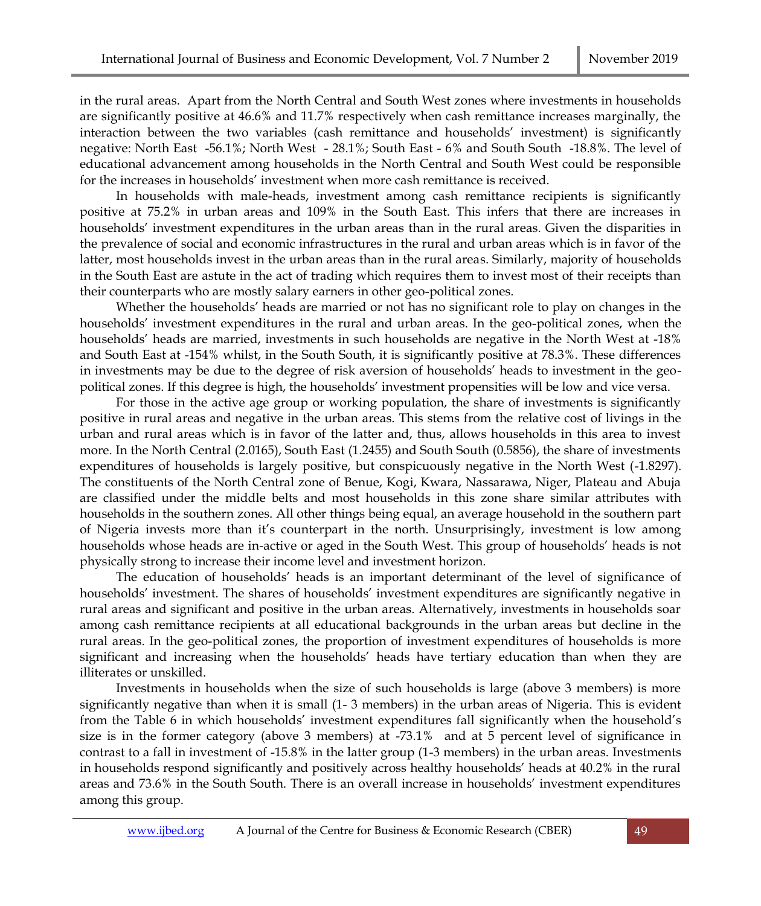in the rural areas. Apart from the North Central and South West zones where investments in households are significantly positive at 46.6% and 11.7% respectively when cash remittance increases marginally, the interaction between the two variables (cash remittance and households' investment) is significantly negative: North East -56.1%; North West - 28.1%; South East - 6% and South South -18.8%. The level of educational advancement among households in the North Central and South West could be responsible for the increases in households' investment when more cash remittance is received.

In households with male-heads, investment among cash remittance recipients is significantly positive at 75.2% in urban areas and 109% in the South East. This infers that there are increases in households' investment expenditures in the urban areas than in the rural areas. Given the disparities in the prevalence of social and economic infrastructures in the rural and urban areas which is in favor of the latter, most households invest in the urban areas than in the rural areas. Similarly, majority of households in the South East are astute in the act of trading which requires them to invest most of their receipts than their counterparts who are mostly salary earners in other geo-political zones.

Whether the households' heads are married or not has no significant role to play on changes in the households' investment expenditures in the rural and urban areas. In the geo-political zones, when the households' heads are married, investments in such households are negative in the North West at -18% and South East at -154% whilst, in the South South, it is significantly positive at 78.3%. These differences in investments may be due to the degree of risk aversion of households' heads to investment in the geo-political zones. If this degree is high, the households' investment propensities will be low and vice versa.

For those in the active age group or working population, the share of investments is significantly positive in rural areas and negative in the urban areas. This stems from the relative cost of livings in the urban and rural areas which is in favor of the latter and, thus, allows households in this area to invest more. In the North Central (2.0165), South East (1.2455) and South South (0.5856), the share of investments expenditures of households is largely positive, but conspicuously negative in the North West (-1.8297). The constituents of the North Central zone of Benue, Kogi, Kwara, Nassarawa, Niger, Plateau and Abuja are classified under the middle belts and most households in this zone share similar attributes with households in the southern zones. All other things being equal, an average household in the southern part of Nigeria invests more than it's counterpart in the north. Unsurprisingly, investment is low among households whose heads are in-active or aged in the South West. This group of households' heads is not physically strong to increase their income level and investment horizon.

The education of households' heads is an important determinant of the level of significance of households' investment. The shares of households' investment expenditures are significantly negative in rural areas and significant and positive in the urban areas. Alternatively, investments in households soar among cash remittance recipients at all educational backgrounds in the urban areas but decline in the rural areas. In the geo-political zones, the proportion of investment expenditures of households is more significant and increasing when the households' heads have tertiary education than when they are illiterates or unskilled.

Investments in households when the size of such households is large (above 3 members) is more significantly negative than when it is small (1- 3 members) in the urban areas of Nigeria. This is evident from the Table 6 in which households' investment expenditures fall significantly when the household's size is in the former category (above 3 members) at -73.1% and at 5 percent level of significance in contrast to a fall in investment of -15.8% in the latter group (1-3 members) in the urban areas. Investments in households respond significantly and positively across healthy households' heads at 40.2% in the rural areas and 73.6% in the South South. There is an overall increase in households' investment expenditures among this group.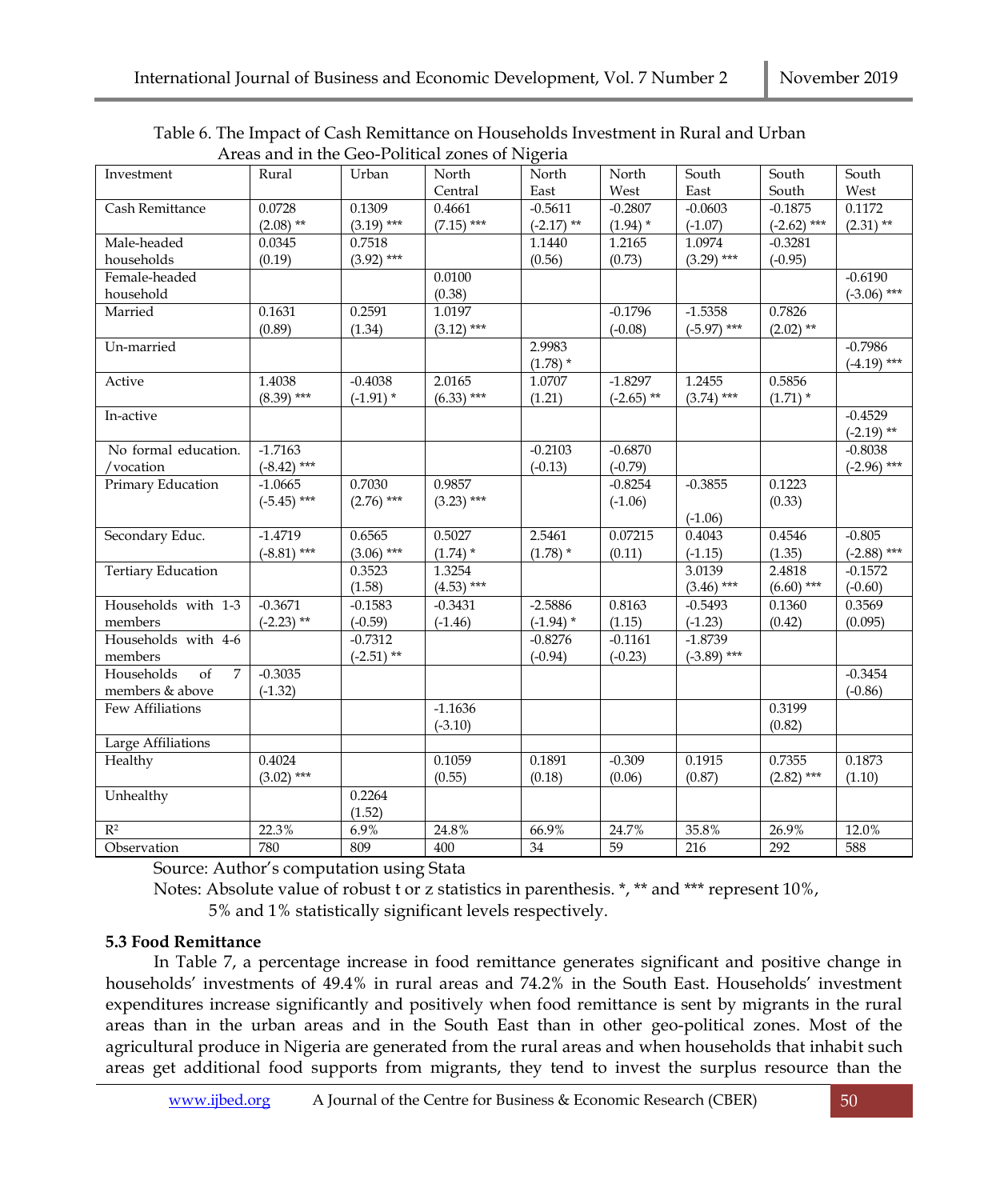Table 6. The Impact of Cash Remittance on Households Investment in Rural and Urban Areas and in the Geo-Political zones of Nigeria

| Investment | Rural | Urban | North Central | North East | North West | South East | South South | South West |
|---|---|---|---|---|---|---|---|---|
| Cash Remittance | 0.0728 (2.08) ** | 0.1309 (3.19) *** | 0.4661 (7.15) *** | -0.5611 (-2.17) ** | -0.2807 (1.94) * | -0.0603 (-1.07) | -0.1875 (-2.62) *** | 0.1172 (2.31) ** |
| Male-headed households | 0.0345 (0.19) | 0.7518 (3.92) *** | | 1.1440 (0.56) | 1.2165 (0.73) | 1.0974 (3.29) *** | -0.3281 (-0.95) | |
| Female-headed household | | | 0.0100 (0.38) | | | | | -0.6190 (-3.06) *** |
| Married | 0.1631 (0.89) | 0.2591 (1.34) | 1.0197 (3.12) *** | | -0.1796 (-0.08) | -1.5358 (-5.97) *** | 0.7826 (2.02) ** | |
| Un-married | | | | 2.9983 (1.78) * | | | | -0.7986 (-4.19) *** |
| Active | 1.4038 (8.39) *** | -0.4038 (-1.91) * | 2.0165 (6.33) *** | 1.0707 (1.21) | -1.8297 (-2.65) ** | 1.2455 (3.74) *** | 0.5856 (1.71) * | |
| In-active | | | | | | | | -0.4529 (-2.19) ** |
| No formal education. /vocation | -1.7163 (-8.42) *** | | | -0.2103 (-0.13) | -0.6870 (-0.79) | | | -0.8038 (-2.96) *** |
| Primary Education | -1.0665 (-5.45) *** | 0.7030 (2.76) *** | 0.9857 (3.23) *** | | -0.8254 (-1.06) | -0.3855 (-1.06) | 0.1223 (0.33) | |
| Secondary Educ. | -1.4719 (-8.81) *** | 0.6565 (3.06) *** | 0.5027 (1.74) * | 2.5461 (1.78) * | 0.07215 (0.11) | 0.4043 (-1.15) | 0.4546 (1.35) | -0.805 (-2.88) *** |
| Tertiary Education | | 0.3523 (1.58) | 1.3254 (4.53) *** | | | 3.0139 (3.46) *** | 2.4818 (6.60) *** | -0.1572 (-0.60) |
| Households with 1-3 members | -0.3671 (-2.23) ** | -0.1583 (-0.59) | -0.3431 (-1.46) | -2.5886 (-1.94) * | 0.8163 (1.15) | -0.5493 (-1.23) | 0.1360 (0.42) | 0.3569 (0.095) |
| Households with 4-6 members | | -0.7312 (-2.51) ** | | -0.8276 (-0.94) | -0.1161 (-0.23) | -1.8739 (-3.89) *** | | |
| Households of 7 members & above | -0.3035 (-1.32) | | | | | | | -0.3454 (-0.86) |
| Few Affiliations | | | -1.1636 (-3.10) | | | | 0.3199 (0.82) | |
| Large Affiliations | | | | | | | | |
| Healthy | 0.4024 (3.02) *** | | 0.1059 (0.55) | 0.1891 (0.18) | -0.309 (0.06) | 0.1915 (0.87) | 0.7355 (2.82) *** | 0.1873 (1.10) |
| Unhealthy | | 0.2264 (1.52) | | | | | | |
| $R^2$ | 22.3% | 6.9% | 24.8% | 66.9% | 24.7% | 35.8% | 26.9% | 12.0% |
| Observation | 780 | 809 | 400 | 34 | 59 | 216 | 292 | 588 |

Source: Author's computation using Stata

Notes: Absolute value of robust t or z statistics in parenthesis. *, ** and *** represent 10%, 5% and 1% statistically significant levels respectively.

### 5.3 Food Remittance

In Table 7, a percentage increase in food remittance generates significant and positive change in households' investments of 49.4% in rural areas and 74.2% in the South East. Households' investment expenditures increase significantly and positively when food remittance is sent by migrants in the rural areas than in the urban areas and in the South East than in other geo-political zones. Most of the agricultural produce in Nigeria are generated from the rural areas and when households that inhabit such areas get additional food supports from migrants, they tend to invest the surplus resource than the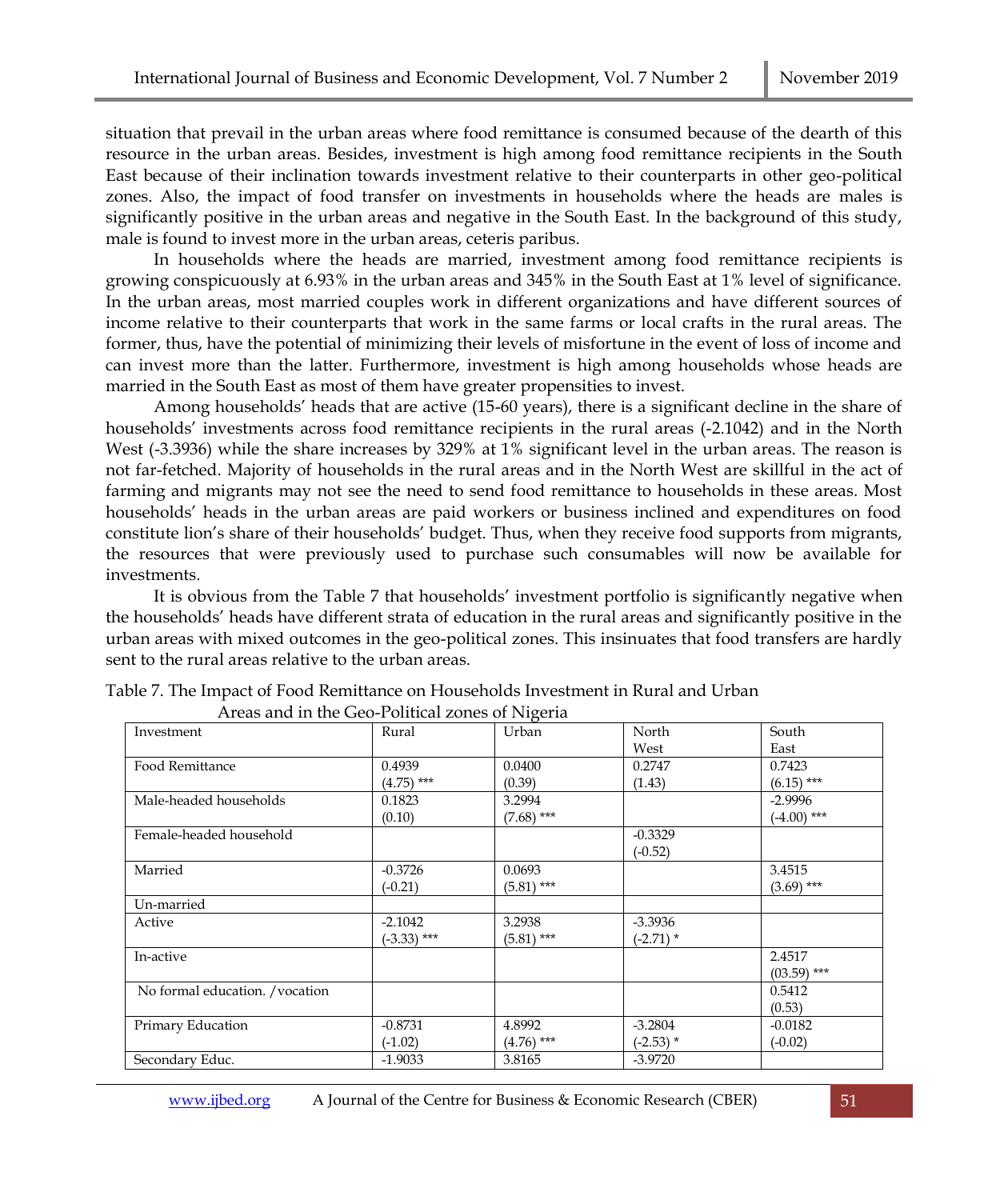situation that prevail in the urban areas where food remittance is consumed because of the dearth of this resource in the urban areas. Besides, investment is high among food remittance recipients in the South East because of their inclination towards investment relative to their counterparts in other geo-political zones. Also, the impact of food transfer on investments in households where the heads are males is significantly positive in the urban areas and negative in the South East. In the background of this study, male is found to invest more in the urban areas, ceteris paribus.

In households where the heads are married, investment among food remittance recipients is growing conspicuously at 6.93% in the urban areas and 345% in the South East at 1% level of significance. In the urban areas, most married couples work in different organizations and have different sources of income relative to their counterparts that work in the same farms or local crafts in the rural areas. The former, thus, have the potential of minimizing their levels of misfortune in the event of loss of income and can invest more than the latter. Furthermore, investment is high among households whose heads are married in the South East as most of them have greater propensities to invest.

Among households' heads that are active (15-60 years), there is a significant decline in the share of households' investments across food remittance recipients in the rural areas (-2.1042) and in the North West (-3.3936) while the share increases by 329% at 1% significant level in the urban areas. The reason is not far-fetched. Majority of households in the rural areas and in the North West are skillful in the act of farming and migrants may not see the need to send food remittance to households in these areas. Most households' heads in the urban areas are paid workers or business inclined and expenditures on food constitute lion's share of their households' budget. Thus, when they receive food supports from migrants, the resources that were previously used to purchase such consumables will now be available for investments.

It is obvious from the Table 7 that households' investment portfolio is significantly negative when the households' heads have different strata of education in the rural areas and significantly positive in the urban areas with mixed outcomes in the geo-political zones. This insinuates that food transfers are hardly sent to the rural areas relative to the urban areas.

Table 7. The Impact of Food Remittance on Households Investment in Rural and Urban Areas and in the Geo-Political zones of Nigeria

| Investment | Rural | Urban | North West | South East |
|---|---|---|---|---|
| Food Remittance | 0.4939<br>(4.75) *** | 0.0400<br>(0.39) | 0.2747<br>(1.43) | 0.7423<br>(6.15) *** |
| Male-headed households | 0.1823<br>(0.10) | 3.2994<br>(7.68) *** | | -2.9996<br>(-4.00) *** |
| Female-headed household | | | -0.3329<br>(-0.52) | |
| Married | -0.3726<br>(-0.21) | 0.0693<br>(5.81) *** | | 3.4515<br>(3.69) *** |
| Un-married | | | | |
| Active | -2.1042<br>(-3.33) *** | 3.2938<br>(5.81) *** | -3.3936<br>(-2.71) * | |
| In-active | | | | 2.4517<br>(03.59) *** |
| No formal education. /vocation | | | | 0.5412<br>(0.53) |
| Primary Education | -0.8731<br>(-1.02) | 4.8992<br>(4.76) *** | -3.2804<br>(-2.53) * | -0.0182<br>(-0.02) |
| Secondary Educ. | -1.9033 | 3.8165 | -3.9720 | |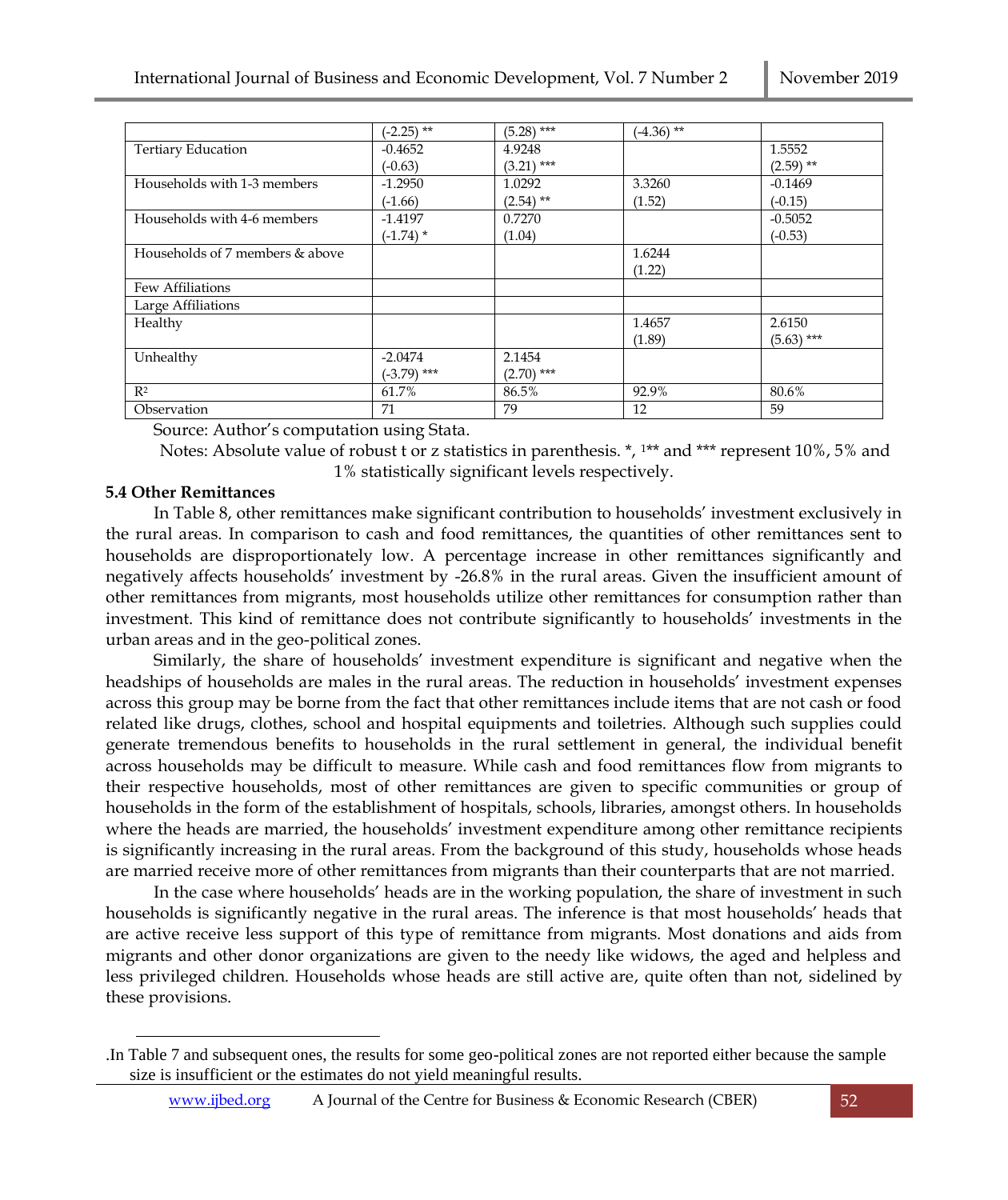| | | | | |
|---|---|---|---|---|
| | (-2.25) ** | (5.28) *** | (-4.36) ** | |
| Tertiary Education | -0.4652<br>(-0.63) | 4.9248<br>(3.21) *** | | 1.5552<br>(2.59) ** |
| Households with 1-3 members | -1.2950<br>(-1.66) | 1.0292<br>(2.54) ** | 3.3260<br>(1.52) | -0.1469<br>(-0.15) |
| Households with 4-6 members | -1.4197<br>(-1.74) * | 0.7270<br>(1.04) | | -0.5052<br>(-0.53) |
| Households of 7 members & above | | | 1.6244<br>(1.22) | |
| Few Affiliations | | | | |
| Large Affiliations | | | | |
| Healthy | | | 1.4657<br>(1.89) | 2.6150<br>(5.63) *** |
| Unhealthy | -2.0474<br>(-3.79) *** | 2.1454<br>(2.70) *** | | |
| $R^2$ | 61.7% | 86.5% | 92.9% | 80.6% |
| Observation | 71 | 79 | 12 | 59 |

Source: Author's computation using Stata.

Notes: Absolute value of robust t or z statistics in parenthesis. *, [1]** and *** represent 10%, 5% and 1% statistically significant levels respectively.

**5.4 Other Remittances**

In Table 8, other remittances make significant contribution to households' investment exclusively in the rural areas. In comparison to cash and food remittances, the quantities of other remittances sent to households are disproportionately low. A percentage increase in other remittances significantly and negatively affects households' investment by -26.8% in the rural areas. Given the insufficient amount of other remittances from migrants, most households utilize other remittances for consumption rather than investment. This kind of remittance does not contribute significantly to households' investments in the urban areas and in the geo-political zones.

Similarly, the share of households' investment expenditure is significant and negative when the headships of households are males in the rural areas. The reduction in households' investment expenses across this group may be borne from the fact that other remittances include items that are not cash or food related like drugs, clothes, school and hospital equipments and toiletries. Although such supplies could generate tremendous benefits to households in the rural settlement in general, the individual benefit across households may be difficult to measure. While cash and food remittances flow from migrants to their respective households, most of other remittances are given to specific communities or group of households in the form of the establishment of hospitals, schools, libraries, amongst others. In households where the heads are married, the households' investment expenditure among other remittance recipients is significantly increasing in the rural areas. From the background of this study, households whose heads are married receive more of other remittances from migrants than their counterparts that are not married.

In the case where households' heads are in the working population, the share of investment in such households is significantly negative in the rural areas. The inference is that most households' heads that are active receive less support of this type of remittance from migrants. Most donations and aids from migrants and other donor organizations are given to the needy like widows, the aged and helpless and less privileged children. Households whose heads are still active are, quite often than not, sidelined by these provisions.

---

.In Table 7 and subsequent ones, the results for some geo-political zones are not reported either because the sample size is insufficient or the estimates do not yield meaningful results.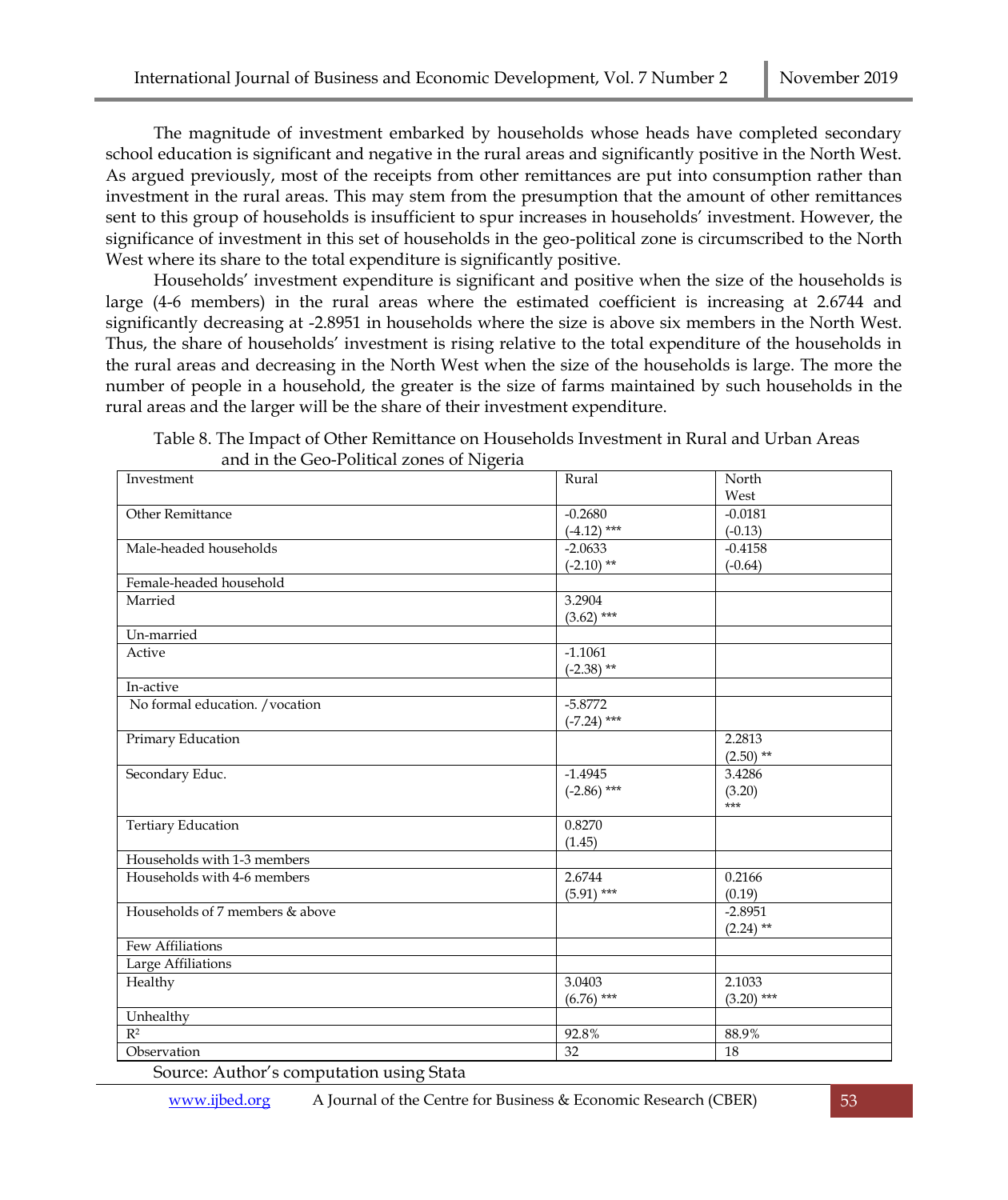The magnitude of investment embarked by households whose heads have completed secondary school education is significant and negative in the rural areas and significantly positive in the North West. As argued previously, most of the receipts from other remittances are put into consumption rather than investment in the rural areas. This may stem from the presumption that the amount of other remittances sent to this group of households is insufficient to spur increases in households' investment. However, the significance of investment in this set of households in the geo-political zone is circumscribed to the North West where its share to the total expenditure is significantly positive.

Households' investment expenditure is significant and positive when the size of the households is large (4-6 members) in the rural areas where the estimated coefficient is increasing at 2.6744 and significantly decreasing at -2.8951 in households where the size is above six members in the North West. Thus, the share of households' investment is rising relative to the total expenditure of the households in the rural areas and decreasing in the North West when the size of the households is large. The more the number of people in a household, the greater is the size of farms maintained by such households in the rural areas and the larger will be the share of their investment expenditure.

Table 8. The Impact of Other Remittance on Households Investment in Rural and Urban Areas and in the Geo-Political zones of Nigeria

| Investment | Rural | North West |
|---|---|---|
| Other Remittance | -0.2680 (-4.12) *** | -0.0181 (-0.13) |
| Male-headed households | -2.0633 (-2.10) ** | -0.4158 (-0.64) |
| Female-headed household | | |
| Married | 3.2904 (3.62) *** | |
| Un-married | | |
| Active | -1.1061 (-2.38) ** | |
| In-active | | |
| No formal education. /vocation | -5.8772 (-7.24) *** | |
| Primary Education | | 2.2813 (2.50) ** |
| Secondary Educ. | -1.4945 (-2.86) *** | 3.4286 (3.20) *** |
| Tertiary Education | 0.8270 (1.45) | |
| Households with 1-3 members | | |
| Households with 4-6 members | 2.6744 (5.91) *** | 0.2166 (0.19) |
| Households of 7 members & above | | -2.8951 (2.24) ** |
| Few Affiliations | | |
| Large Affiliations | | |
| Healthy | 3.0403 (6.76) *** | 2.1033 (3.20) *** |
| Unhealthy | | |
| $R^2$ | 92.8% | 88.9% |
| Observation | 32 | 18 |

Source: Author's computation using Stata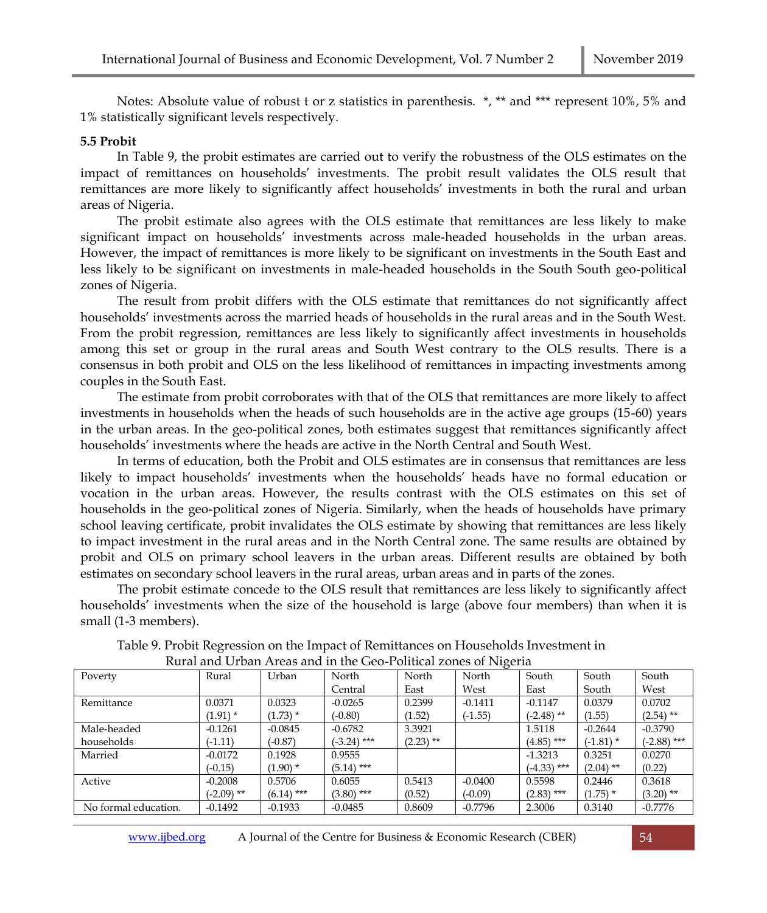Notes: Absolute value of robust t or z statistics in parenthesis. *, ** and *** represent 10%, 5% and 1% statistically significant levels respectively.

**5.5 Probit**

In Table 9, the probit estimates are carried out to verify the robustness of the OLS estimates on the impact of remittances on households' investments. The probit result validates the OLS result that remittances are more likely to significantly affect households' investments in both the rural and urban areas of Nigeria.

The probit estimate also agrees with the OLS estimate that remittances are less likely to make significant impact on households' investments across male-headed households in the urban areas. However, the impact of remittances is more likely to be significant on investments in the South East and less likely to be significant on investments in male-headed households in the South South geo-political zones of Nigeria.

The result from probit differs with the OLS estimate that remittances do not significantly affect households' investments across the married heads of households in the rural areas and in the South West. From the probit regression, remittances are less likely to significantly affect investments in households among this set or group in the rural areas and South West contrary to the OLS results. There is a consensus in both probit and OLS on the less likelihood of remittances in impacting investments among couples in the South East.

The estimate from probit corroborates with that of the OLS that remittances are more likely to affect investments in households when the heads of such households are in the active age groups (15-60) years in the urban areas. In the geo-political zones, both estimates suggest that remittances significantly affect households' investments where the heads are active in the North Central and South West.

In terms of education, both the Probit and OLS estimates are in consensus that remittances are less likely to impact households' investments when the households' heads have no formal education or vocation in the urban areas. However, the results contrast with the OLS estimates on this set of households in the geo-political zones of Nigeria. Similarly, when the heads of households have primary school leaving certificate, probit invalidates the OLS estimate by showing that remittances are less likely to impact investment in the rural areas and in the North Central zone. The same results are obtained by probit and OLS on primary school leavers in the urban areas. Different results are obtained by both estimates on secondary school leavers in the rural areas, urban areas and in parts of the zones.

The probit estimate concede to the OLS result that remittances are less likely to significantly affect households' investments when the size of the household is large (above four members) than when it is small (1-3 members).

Table 9. Probit Regression on the Impact of Remittances on Households Investment in Rural and Urban Areas and in the Geo-Political zones of Nigeria

| Poverty | Rural | Urban | North Central | North East | North West | South East | South South | South West |
|---|---|---|---|---|---|---|---|---|
| Remittance | 0.0371 | 0.0323 | -0.0265 | 0.2399 | -0.1411 | -0.1147 | 0.0379 | 0.0702 |
| | (1.91) * | (1.73) * | (-0.80) | (1.52) | (-1.55) | (-2.48) ** | (1.55) | (2.54) ** |
| Male-headed households | -0.1261 | -0.0845 | -0.6782 | 3.3921 | | 1.5118 | -0.2644 | -0.3790 |
| | (-1.11) | (-0.87) | (-3.24) *** | (2.23) ** | | (4.85) *** | (-1.81) * | (-2.88) *** |
| Married | -0.0172 | 0.1928 | 0.9555 | | | -1.3213 | 0.3251 | 0.0270 |
| | (-0.15) | (1.90) * | (5.14) *** | | | (-4.33) *** | (2.04) ** | (0.22) |
| Active | -0.2008 | 0.5706 | 0.6055 | 0.5413 | -0.0400 | 0.5598 | 0.2446 | 0.3618 |
| | (-2.09) ** | (6.14) *** | (3.80) *** | (0.52) | (-0.09) | (2.83) *** | (1.75) * | (3.20) ** |
| No formal education. | -0.1492 | -0.1933 | -0.0485 | 0.8609 | -0.7796 | 2.3006 | 0.3140 | -0.7776 |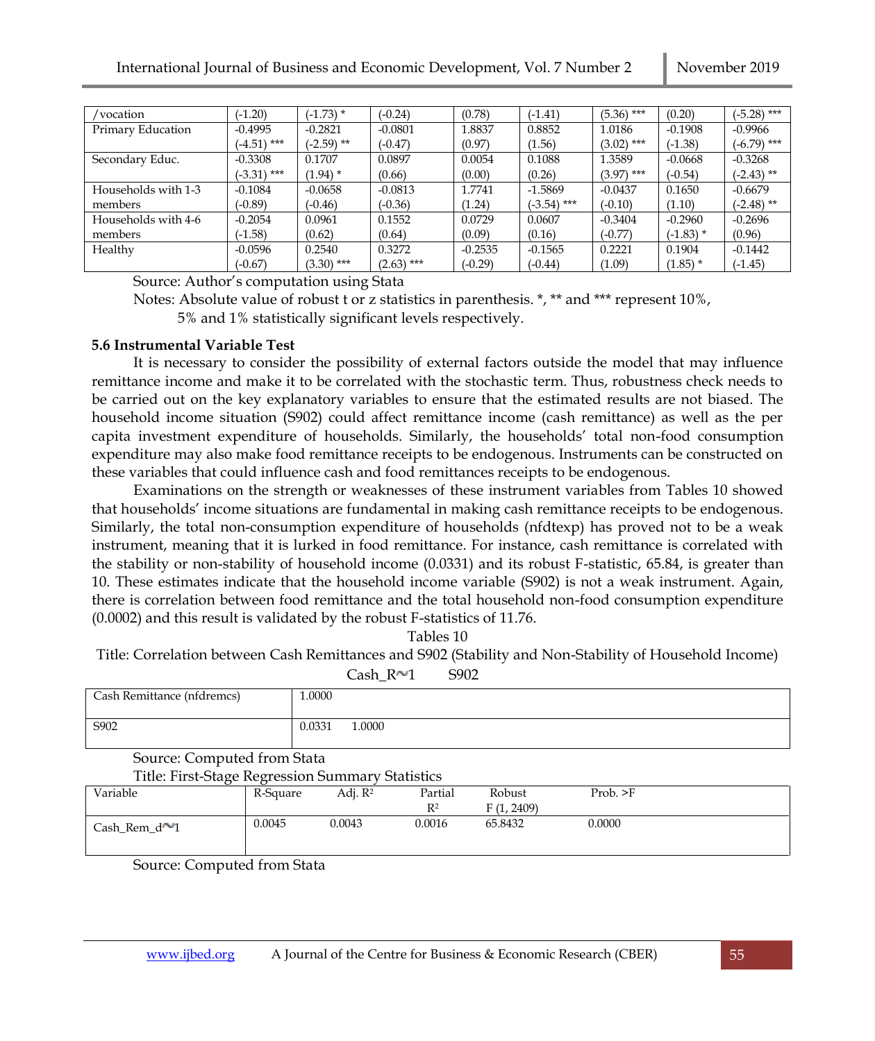| /vocation | (-1.20) | (-1.73) * | (-0.24) | (0.78) | (-1.41) | (5.36) *** | (0.20) | (-5.28) *** |
|---|---|---|---|---|---|---|---|---|
| Primary Education | -0.4995 | -0.2821 | -0.0801 | 1.8837 | 0.8852 | 1.0186 | -0.1908 | -0.9966 |
| | (-4.51) *** | (-2.59) ** | (-0.47) | (0.97) | (1.56) | (3.02) *** | (-1.38) | (-6.79) *** |
| Secondary Educ. | -0.3308 | 0.1707 | 0.0897 | 0.0054 | 0.1088 | 1.3589 | -0.0668 | -0.3268 |
| | (-3.31) *** | (1.94) * | (0.66) | (0.00) | (0.26) | (3.97) *** | (-0.54) | (-2.43) ** |
| Households with 1-3 members | -0.1084 | -0.0658 | -0.0813 | 1.7741 | -1.5869 | -0.0437 | 0.1650 | -0.6679 |
| | (-0.89) | (-0.46) | (-0.36) | (1.24) | (-3.54) *** | (-0.10) | (1.10) | (-2.48) ** |
| Households with 4-6 members | -0.2054 | 0.0961 | 0.1552 | 0.0729 | 0.0607 | -0.3404 | -0.2960 | -0.2696 |
| | (-1.58) | (0.62) | (0.64) | (0.09) | (0.16) | (-0.77) | (-1.83) * | (0.96) |
| Healthy | -0.0596 | 0.2540 | 0.3272 | -0.2535 | -0.1565 | 0.2221 | 0.1904 | -0.1442 |
| | (-0.67) | (3.30) *** | (2.63) *** | (-0.29) | (-0.44) | (1.09) | (1.85) * | (-1.45) |

Source: Author's computation using Stata

Notes: Absolute value of robust t or z statistics in parenthesis. *, ** and *** represent 10%, 5% and 1% statistically significant levels respectively.

### 5.6 Instrumental Variable Test

It is necessary to consider the possibility of external factors outside the model that may influence remittance income and make it to be correlated with the stochastic term. Thus, robustness check needs to be carried out on the key explanatory variables to ensure that the estimated results are not biased. The household income situation (S902) could affect remittance income (cash remittance) as well as the per capita investment expenditure of households. Similarly, the households' total non-food consumption expenditure may also make food remittance receipts to be endogenous. Instruments can be constructed on these variables that could influence cash and food remittances receipts to be endogenous.

Examinations on the strength or weaknesses of these instrument variables from Tables 10 showed that households' income situations are fundamental in making cash remittance receipts to be endogenous. Similarly, the total non-consumption expenditure of households (nfdtexp) has proved not to be a weak instrument, meaning that it is lurked in food remittance. For instance, cash remittance is correlated with the stability or non-stability of household income (0.0331) and its robust F-statistic, 65.84, is greater than 10. These estimates indicate that the household income variable (S902) is not a weak instrument. Again, there is correlation between food remittance and the total household non-food consumption expenditure (0.0002) and this result is validated by the robust F-statistics of 11.76.

Tables 10

Title: Correlation between Cash Remittances and S902 (Stability and Non-Stability of Household Income)

| | Cash_R~1 | S902 |
|---|---|---|
| Cash Remittance (nfdremcs) | 1.0000 | |
| S902 | 0.0331 | 1.0000 |

Source: Computed from Stata

Title: First-Stage Regression Summary Statistics

| Variable | R-Square | Adj. $R^2$ | Partial $R^2$ | Robust $F$ (1, 2409) | Prob. >F |
|---|---|---|---|---|---|
| Cash_Rem_d~1 | 0.0045 | 0.0043 | 0.0016 | 65.8432 | 0.0000 |

Source: Computed from Stata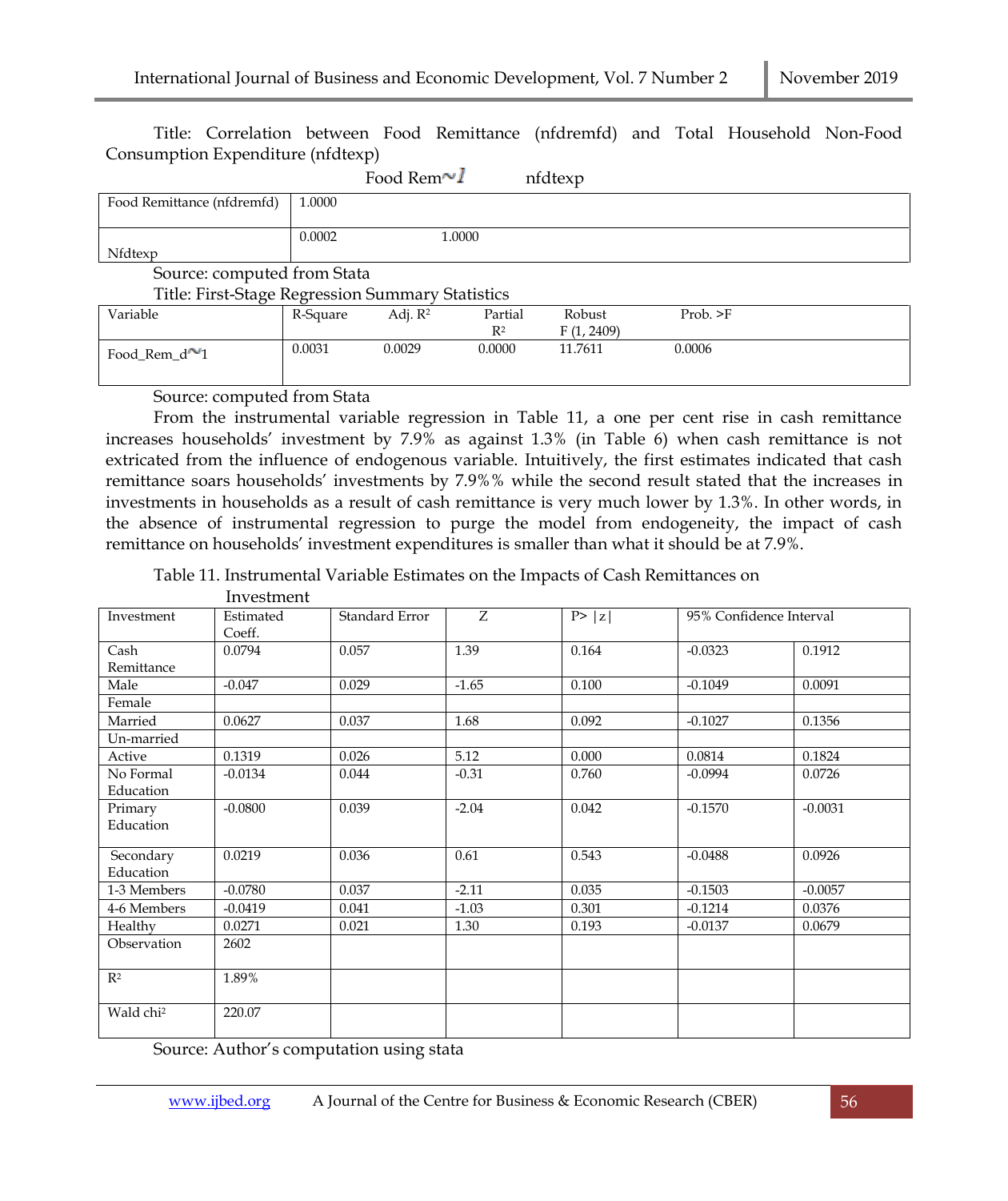Title: Correlation between Food Remittance (nfdremfd) and Total Household Non-Food Consumption Expenditure (nfdtexp)

| | Food Rem~l | nfdtexp |
|---|---|---|
| Food Remittance (nfdremfd) | 1.0000 | |
| Nfdtexp | 0.0002 | 1.0000 |

Source: computed from Stata

Title: First-Stage Regression Summary Statistics

| Variable | R-Square | Adj. $R^2$ | Partial $R^2$ | Robust $F_{(1, 2409)}$ | Prob. >F |
|---|---|---|---|---|---|
| Food_Rem_d~1 | 0.0031 | 0.0029 | 0.0000 | 11.7611 | 0.0006 |

Source: computed from Stata

From the instrumental variable regression in Table 11, a one per cent rise in cash remittance increases households' investment by 7.9% as against 1.3% (in Table 6) when cash remittance is not extricated from the influence of endogenous variable. Intuitively, the first estimates indicated that cash remittance soars households' investments by 7.9%% while the second result stated that the increases in investments in households as a result of cash remittance is very much lower by 1.3%. In other words, in the absence of instrumental regression to purge the model from endogeneity, the impact of cash remittance on households' investment expenditures is smaller than what it should be at 7.9%.

Table 11. Instrumental Variable Estimates on the Impacts of Cash Remittances on Investment

| Investment | Estimated Coeff. | Standard Error | Z | P> \|z\| | 95% Confidence Interval | |
|---|---|---|---|---|---|---|
| Cash Remittance | 0.0794 | 0.057 | 1.39 | 0.164 | -0.0323 | 0.1912 |
| Male | -0.047 | 0.029 | -1.65 | 0.100 | -0.1049 | 0.0091 |
| Female | | | | | | |
| Married | 0.0627 | 0.037 | 1.68 | 0.092 | -0.1027 | 0.1356 |
| Un-married | | | | | | |
| Active | 0.1319 | 0.026 | 5.12 | 0.000 | 0.0814 | 0.1824 |
| No Formal Education | -0.0134 | 0.044 | -0.31 | 0.760 | -0.0994 | 0.0726 |
| Primary Education | -0.0800 | 0.039 | -2.04 | 0.042 | -0.1570 | -0.0031 |
| Secondary Education | 0.0219 | 0.036 | 0.61 | 0.543 | -0.0488 | 0.0926 |
| 1-3 Members | -0.0780 | 0.037 | -2.11 | 0.035 | -0.1503 | -0.0057 |
| 4-6 Members | -0.0419 | 0.041 | -1.03 | 0.301 | -0.1214 | 0.0376 |
| Healthy | 0.0271 | 0.021 | 1.30 | 0.193 | -0.0137 | 0.0679 |
| Observation | 2602 | | | | | |
| $R^2$ | 1.89% | | | | | |
| Wald chi² | 220.07 | | | | | |

Source: Author's computation using stata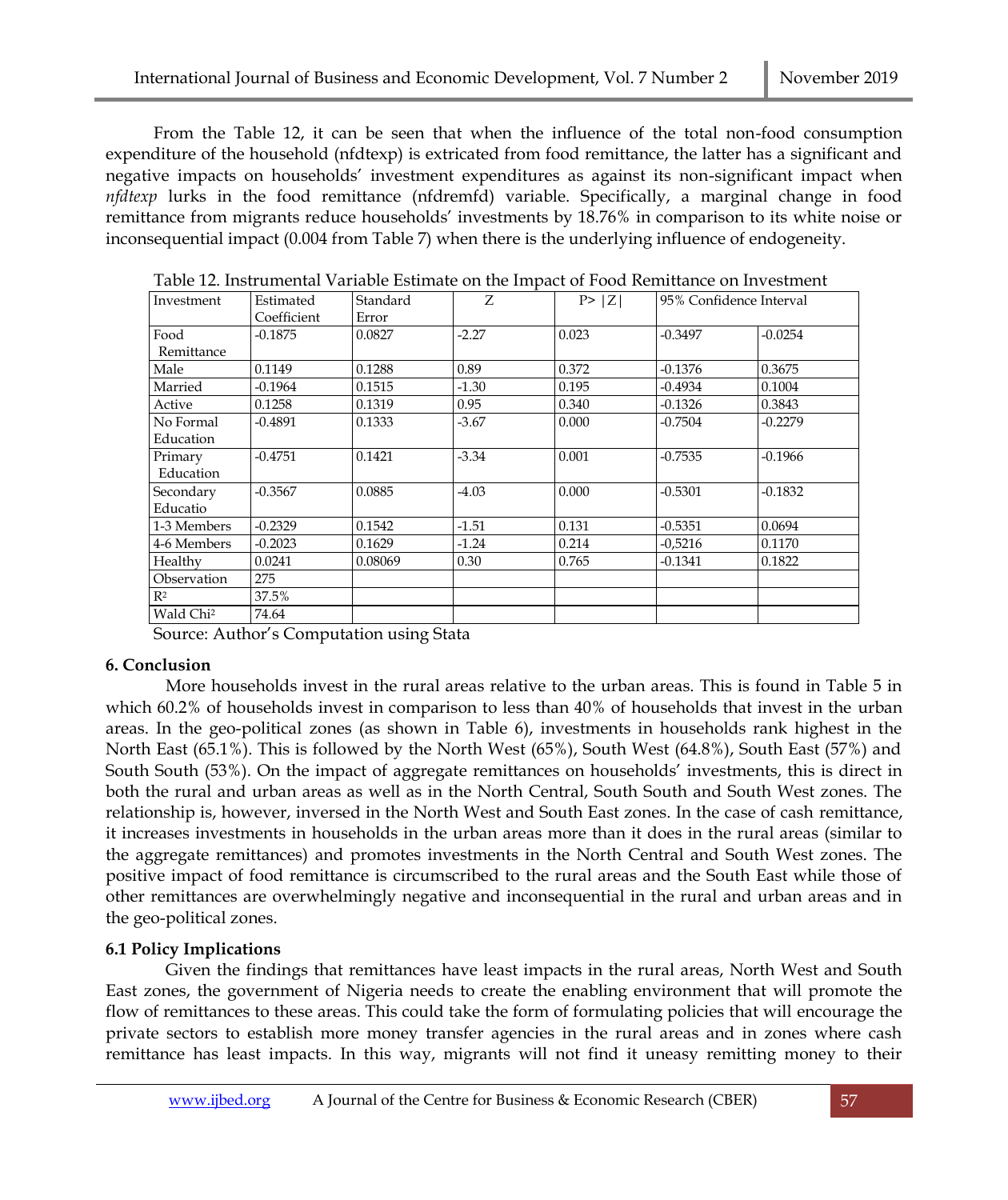From the Table 12, it can be seen that when the influence of the total non-food consumption expenditure of the household (nfdtexp) is extricated from food remittance, the latter has a significant and negative impacts on households' investment expenditures as against its non-significant impact when *nfdtexp* lurks in the food remittance (nfdremfd) variable. Specifically, a marginal change in food remittance from migrants reduce households' investments by 18.76% in comparison to its white noise or inconsequential impact (0.004 from Table 7) when there is the underlying influence of endogeneity.

Table 12. Instrumental Variable Estimate on the Impact of Food Remittance on Investment

| Investment | Estimated Coefficient | Standard Error | Z | P> \|Z\| | 95% Confidence Interval | |
|---|---|---|---|---|---|---|
| Food Remittance | -0.1875 | 0.0827 | -2.27 | 0.023 | -0.3497 | -0.0254 |
| Male | 0.1149 | 0.1288 | 0.89 | 0.372 | -0.1376 | 0.3675 |
| Married | -0.1964 | 0.1515 | -1.30 | 0.195 | -0.4934 | 0.1004 |
| Active | 0.1258 | 0.1319 | 0.95 | 0.340 | -0.1326 | 0.3843 |
| No Formal Education | -0.4891 | 0.1333 | -3.67 | 0.000 | -0.7504 | -0.2279 |
| Primary Education | -0.4751 | 0.1421 | -3.34 | 0.001 | -0.7535 | -0.1966 |
| Secondary Educatio | -0.3567 | 0.0885 | -4.03 | 0.000 | -0.5301 | -0.1832 |
| 1-3 Members | -0.2329 | 0.1542 | -1.51 | 0.131 | -0.5351 | 0.0694 |
| 4-6 Members | -0.2023 | 0.1629 | -1.24 | 0.214 | -0,5216 | 0.1170 |
| Healthy | 0.0241 | 0.08069 | 0.30 | 0.765 | -0.1341 | 0.1822 |
| Observation | 275 | | | | | |
| $R^2$ | 37.5% | | | | | |
| Wald $Chi^2$ | 74.64 | | | | | |

Source: Author's Computation using Stata

## 6. Conclusion

More households invest in the rural areas relative to the urban areas. This is found in Table 5 in which 60.2% of households invest in comparison to less than 40% of households that invest in the urban areas. In the geo-political zones (as shown in Table 6), investments in households rank highest in the North East (65.1%). This is followed by the North West (65%), South West (64.8%), South East (57%) and South South (53%). On the impact of aggregate remittances on households' investments, this is direct in both the rural and urban areas as well as in the North Central, South South and South West zones. The relationship is, however, inversed in the North West and South East zones. In the case of cash remittance, it increases investments in households in the urban areas more than it does in the rural areas (similar to the aggregate remittances) and promotes investments in the North Central and South West zones. The positive impact of food remittance is circumscribed to the rural areas and the South East while those of other remittances are overwhelmingly negative and inconsequential in the rural and urban areas and in the geo-political zones.

### 6.1 Policy Implications

Given the findings that remittances have least impacts in the rural areas, North West and South East zones, the government of Nigeria needs to create the enabling environment that will promote the flow of remittances to these areas. This could take the form of formulating policies that will encourage the private sectors to establish more money transfer agencies in the rural areas and in zones where cash remittance has least impacts. In this way, migrants will not find it uneasy remitting money to their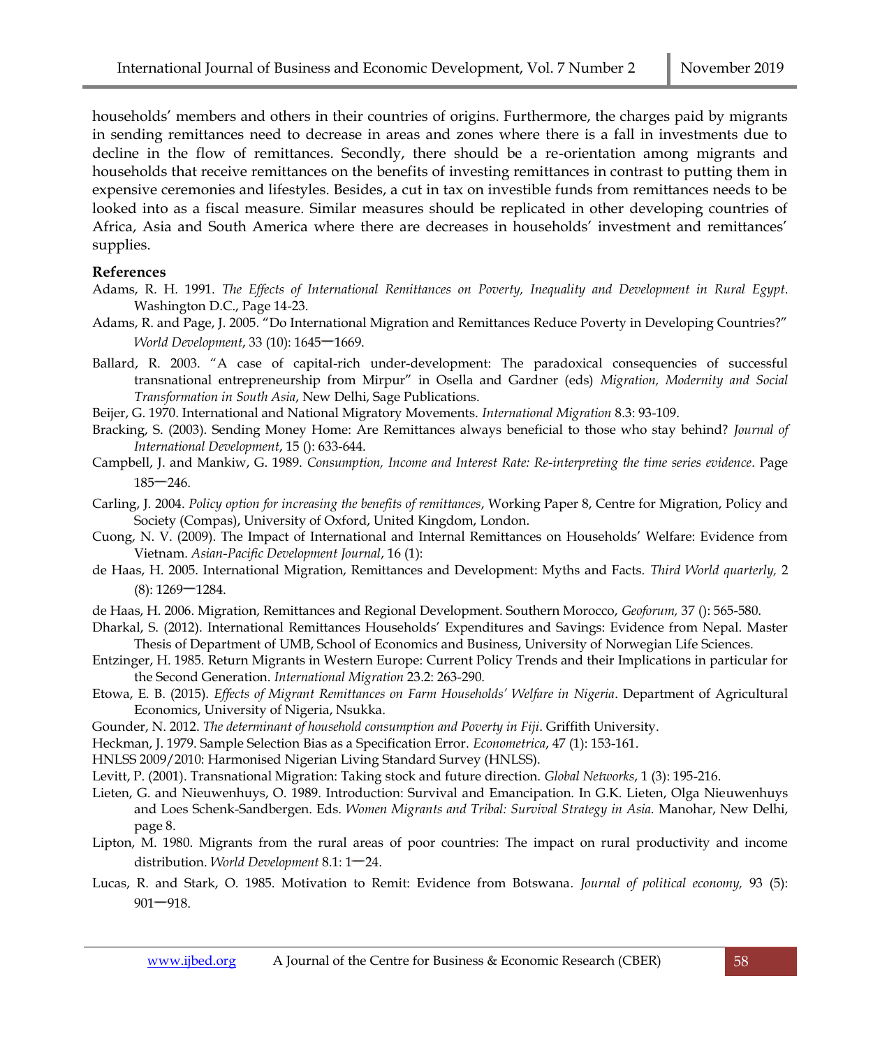households' members and others in their countries of origins. Furthermore, the charges paid by migrants in sending remittances need to decrease in areas and zones where there is a fall in investments due to decline in the flow of remittances. Secondly, there should be a re-orientation among migrants and households that receive remittances on the benefits of investing remittances in contrast to putting them in expensive ceremonies and lifestyles. Besides, a cut in tax on investible funds from remittances needs to be looked into as a fiscal measure. Similar measures should be replicated in other developing countries of Africa, Asia and South America where there are decreases in households' investment and remittances' supplies.

**References**

Adams, R. H. 1991. *The Effects of International Remittances on Poverty, Inequality and Development in Rural Egypt*. Washington D.C., Page 14-23.

Adams, R. and Page, J. 2005. "Do International Migration and Remittances Reduce Poverty in Developing Countries?" *World Development*, 33 (10): 1645—1669.

Ballard, R. 2003. "A case of capital-rich under-development: The paradoxical consequencies of successful transnational entrepreneurship from Mirpur" in Osella and Gardner (eds) *Migration, Modernity and Social Transformation in South Asia*, New Delhi, Sage Publications.

Beijer, G. 1970. International and National Migratory Movements. *International Migration* 8.3: 93-109.

Bracking, S. (2003). Sending Money Home: Are Remittances always beneficial to those who stay behind? *Journal of International Development*, 15 (): 633-644.

Campbell, J. and Mankiw, G. 1989. *Consumption, Income and Interest Rate: Re-interpreting the time series evidence*. Page 185—246.

Carling, J. 2004. *Policy option for increasing the benefits of remittances*, Working Paper 8, Centre for Migration, Policy and Society (Compas), University of Oxford, United Kingdom, London.

Cuong, N. V. (2009). The Impact of International and Internal Remittances on Households' Welfare: Evidence from Vietnam. *Asian-Pacific Development Journal*, 16 (1):

de Haas, H. 2005. International Migration, Remittances and Development: Myths and Facts. *Third World quarterly,* 2 (8): 1269—1284.

de Haas, H. 2006. Migration, Remittances and Regional Development. Southern Morocco, *Geoforum,* 37 (): 565-580.

Dharkal, S. (2012). International Remittances Households' Expenditures and Savings: Evidence from Nepal. Master Thesis of Department of UMB, School of Economics and Business, University of Norwegian Life Sciences.

Entzinger, H. 1985. Return Migrants in Western Europe: Current Policy Trends and their Implications in particular for the Second Generation. *International Migration* 23.2: 263-290.

Etowa, E. B. (2015). *Effects of Migrant Remittances on Farm Households' Welfare in Nigeria*. Department of Agricultural Economics, University of Nigeria, Nsukka.

Gounder, N. 2012. *The determinant of household consumption and Poverty in Fiji*. Griffith University.

Heckman, J. 1979. Sample Selection Bias as a Specification Error. *Econometrica*, 47 (1): 153-161.

HNLSS 2009/2010: Harmonised Nigerian Living Standard Survey (HNLSS).

Levitt, P. (2001). Transnational Migration: Taking stock and future direction. *Global Networks*, 1 (3): 195-216.

Lieten, G. and Nieuwenhuys, O. 1989. Introduction: Survival and Emancipation. In G.K. Lieten, Olga Nieuwenhuys and Loes Schenk-Sandbergen. Eds. *Women Migrants and Tribal: Survival Strategy in Asia.* Manohar, New Delhi, page 8.

Lipton, M. 1980. Migrants from the rural areas of poor countries: The impact on rural productivity and income distribution. *World Development* 8.1: 1—24.

Lucas, R. and Stark, O. 1985. Motivation to Remit: Evidence from Botswana. *Journal of political economy,* 93 (5): 901—918.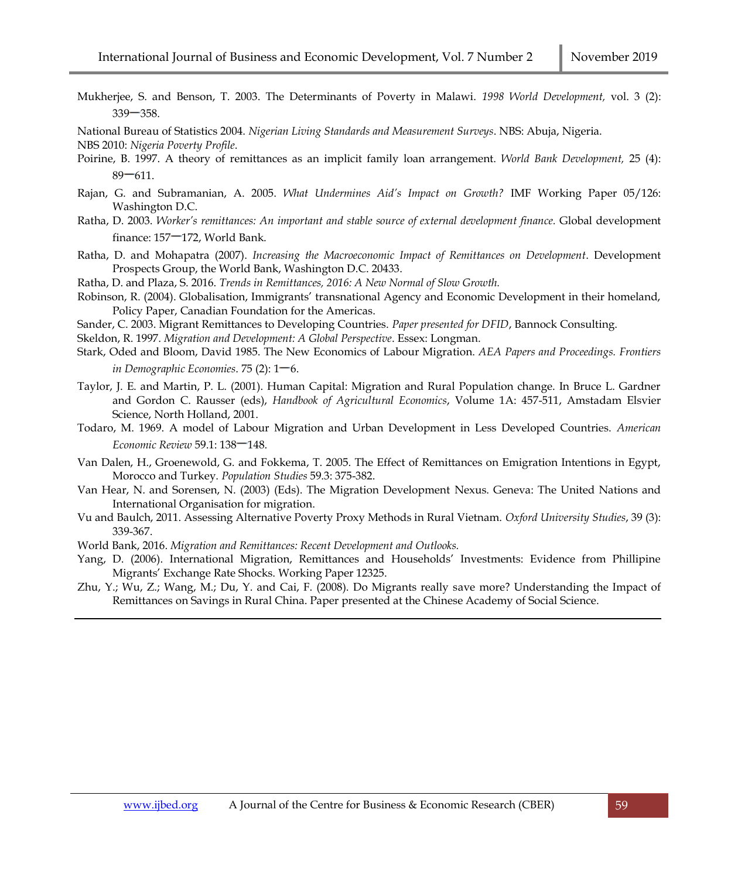Mukherjee, S. and Benson, T. 2003. The Determinants of Poverty in Malawi. *1998 World Development,* vol. 3 (2): 339—358.

National Bureau of Statistics 2004. *Nigerian Living Standards and Measurement Surveys*. NBS: Abuja, Nigeria.

NBS 2010: *Nigeria Poverty Profile*.

Poirine, B. 1997. A theory of remittances as an implicit family loan arrangement. *World Bank Development,* 25 (4): 89—611.

Rajan, G. and Subramanian, A. 2005. *What Undermines Aid's Impact on Growth?* IMF Working Paper 05/126: Washington D.C.

Ratha, D. 2003. *Worker's remittances: An important and stable source of external development finance.* Global development finance: 157—172, World Bank.

Ratha, D. and Mohapatra (2007). *Increasing the Macroeconomic Impact of Remittances on Development*. Development Prospects Group, the World Bank, Washington D.C. 20433.

Ratha, D. and Plaza, S. 2016. *Trends in Remittances, 2016: A New Normal of Slow Growth.*

Robinson, R. (2004). Globalisation, Immigrants' transnational Agency and Economic Development in their homeland, Policy Paper, Canadian Foundation for the Americas.

Sander, C. 2003. Migrant Remittances to Developing Countries. *Paper presented for DFID*, Bannock Consulting.

Skeldon, R. 1997. *Migration and Development: A Global Perspective*. Essex: Longman.

Stark, Oded and Bloom, David 1985. The New Economics of Labour Migration. *AEA Papers and Proceedings. Frontiers in Demographic Economies*. 75 (2): 1—6.

Taylor, J. E. and Martin, P. L. (2001). Human Capital: Migration and Rural Population change. In Bruce L. Gardner and Gordon C. Rausser (eds), *Handbook of Agricultural Economics*, Volume 1A: 457-511, Amstadam Elsvier Science, North Holland, 2001.

Todaro, M. 1969. A model of Labour Migration and Urban Development in Less Developed Countries. *American Economic Review* 59.1: 138—148.

Van Dalen, H., Groenewold, G. and Fokkema, T. 2005. The Effect of Remittances on Emigration Intentions in Egypt, Morocco and Turkey. *Population Studies* 59.3: 375-382.

Van Hear, N. and Sorensen, N. (2003) (Eds). The Migration Development Nexus. Geneva: The United Nations and International Organisation for migration.

Vu and Baulch, 2011. Assessing Alternative Poverty Proxy Methods in Rural Vietnam. *Oxford University Studies*, 39 (3): 339-367.

World Bank, 2016. *Migration and Remittances: Recent Development and Outlooks.*

Yang, D. (2006). International Migration, Remittances and Households' Investments: Evidence from Phillipine Migrants' Exchange Rate Shocks. Working Paper 12325.

Zhu, Y.; Wu, Z.; Wang, M.; Du, Y. and Cai, F. (2008). Do Migrants really save more? Understanding the Impact of Remittances on Savings in Rural China. Paper presented at the Chinese Academy of Social Science.